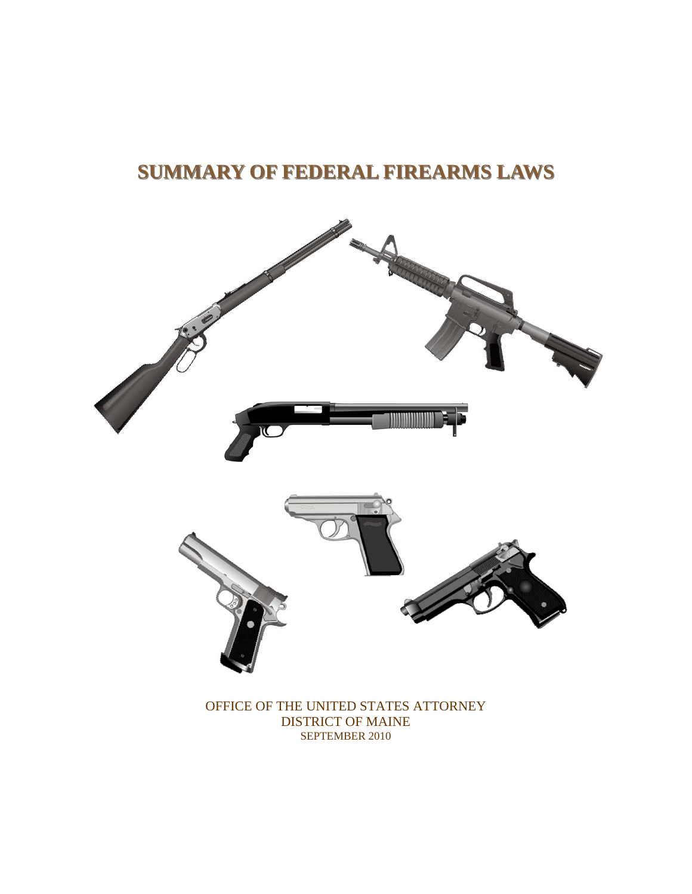# SUMMARY OF FEDERAL FIREARMS LAWS

OFFICE OF THE UNITED STATES ATTORNEY
DISTRICT OF MAINE
SEPTEMBER 2010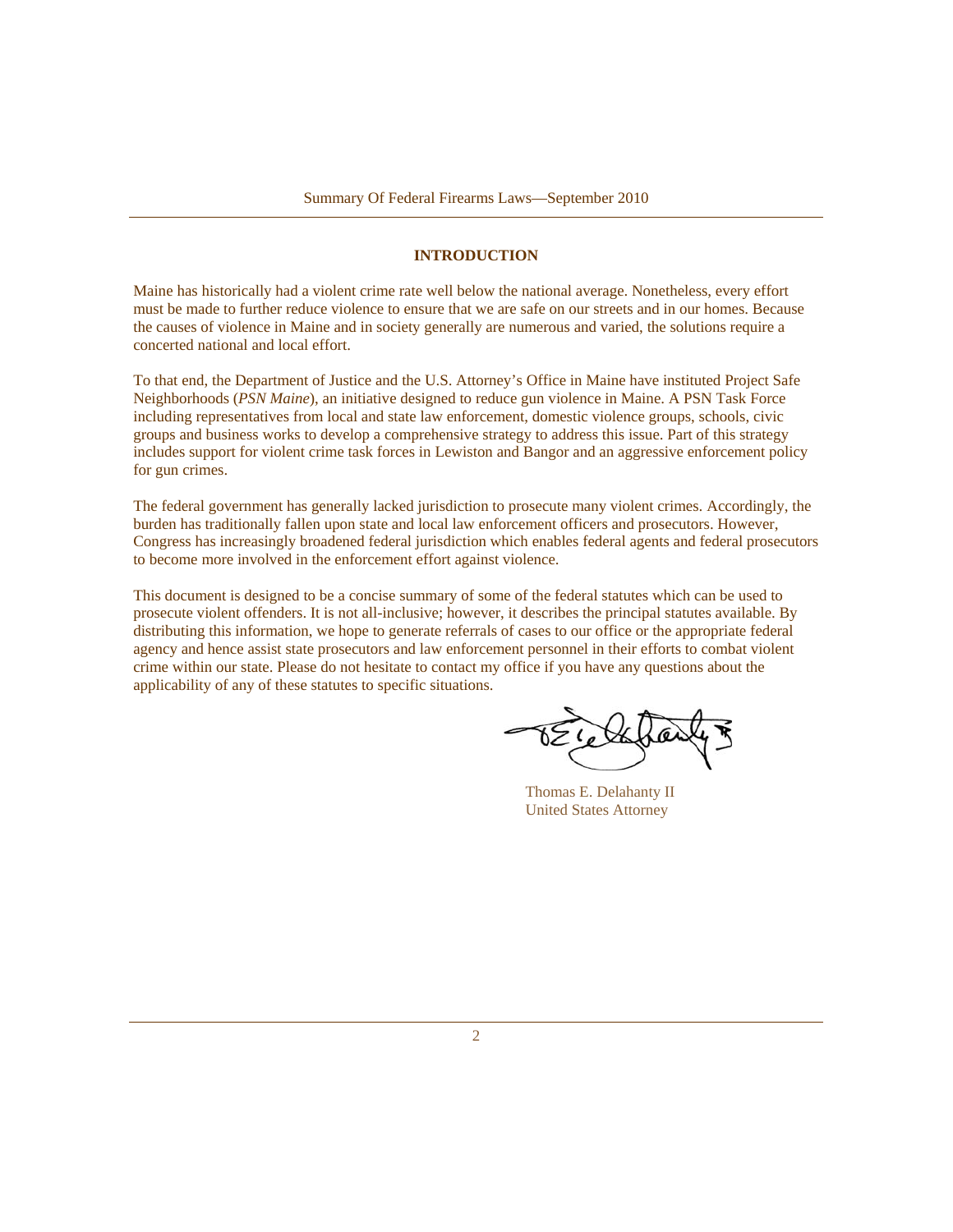## INTRODUCTION

Maine has historically had a violent crime rate well below the national average. Nonetheless, every effort must be made to further reduce violence to ensure that we are safe on our streets and in our homes. Because the causes of violence in Maine and in society generally are numerous and varied, the solutions require a concerted national and local effort.

To that end, the Department of Justice and the U.S. Attorney's Office in Maine have instituted Project Safe Neighborhoods (*PSN Maine*), an initiative designed to reduce gun violence in Maine. A PSN Task Force including representatives from local and state law enforcement, domestic violence groups, schools, civic groups and business works to develop a comprehensive strategy to address this issue. Part of this strategy includes support for violent crime task forces in Lewiston and Bangor and an aggressive enforcement policy for gun crimes.

The federal government has generally lacked jurisdiction to prosecute many violent crimes. Accordingly, the burden has traditionally fallen upon state and local law enforcement officers and prosecutors. However, Congress has increasingly broadened federal jurisdiction which enables federal agents and federal prosecutors to become more involved in the enforcement effort against violence.

This document is designed to be a concise summary of some of the federal statutes which can be used to prosecute violent offenders. It is not all-inclusive; however, it describes the principal statutes available. By distributing this information, we hope to generate referrals of cases to our office or the appropriate federal agency and hence assist state prosecutors and law enforcement personnel in their efforts to combat violent crime within our state. Please do not hesitate to contact my office if you have any questions about the applicability of any of these statutes to specific situations.

Thomas E. Delahanty II
United States Attorney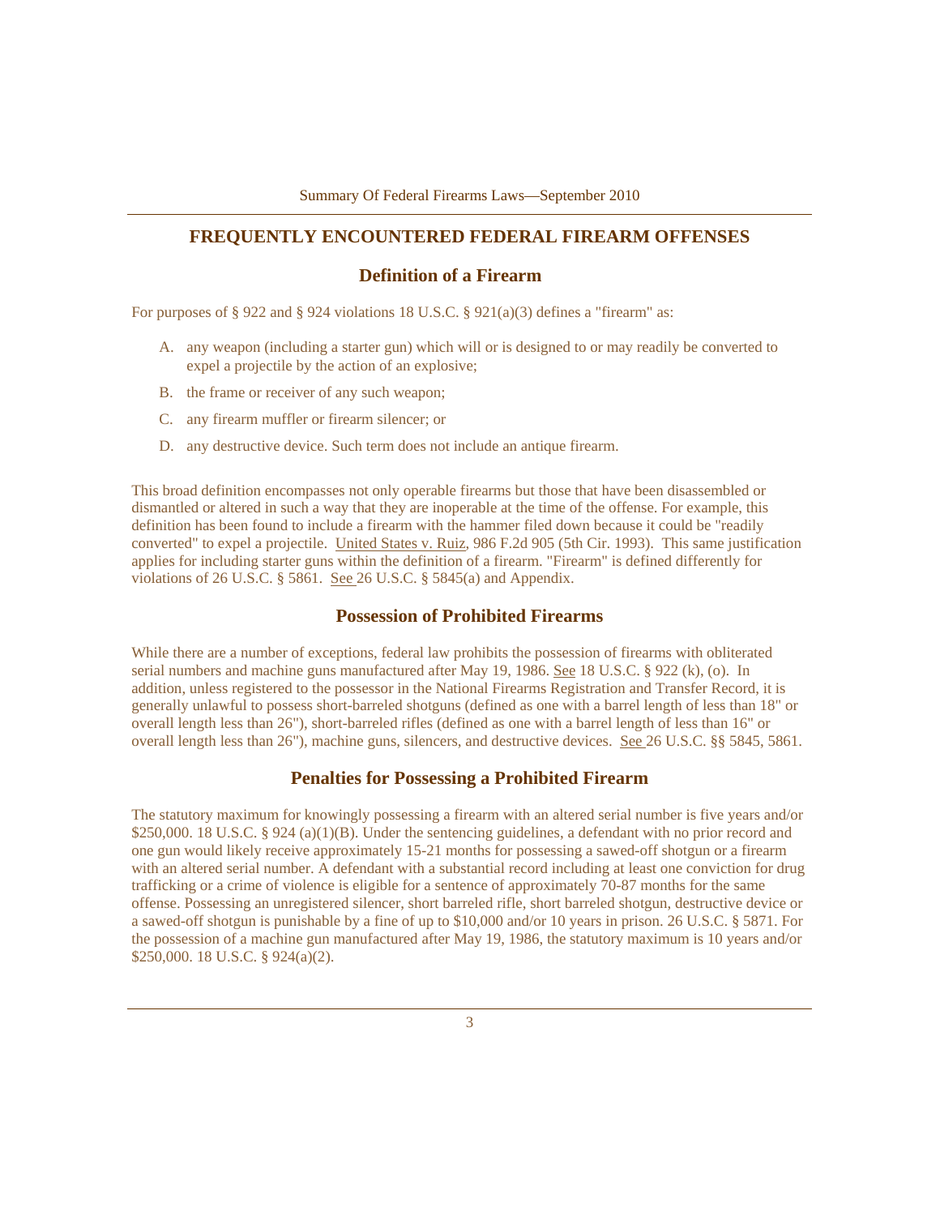## FREQUENTLY ENCOUNTERED FEDERAL FIREARM OFFENSES

### Definition of a Firearm

For purposes of § 922 and § 924 violations 18 U.S.C. § 921(a)(3) defines a "firearm" as:

A. any weapon (including a starter gun) which will or is designed to or may readily be converted to expel a projectile by the action of an explosive;

B. the frame or receiver of any such weapon;

C. any firearm muffler or firearm silencer; or

D. any destructive device. Such term does not include an antique firearm.

This broad definition encompasses not only operable firearms but those that have been disassembled or dismantled or altered in such a way that they are inoperable at the time of the offense. For example, this definition has been found to include a firearm with the hammer filed down because it could be "readily converted" to expel a projectile. United States v. Ruiz, 986 F.2d 905 (5th Cir. 1993). This same justification applies for including starter guns within the definition of a firearm. "Firearm" is defined differently for violations of 26 U.S.C. § 5861. See 26 U.S.C. § 5845(a) and Appendix.

### Possession of Prohibited Firearms

While there are a number of exceptions, federal law prohibits the possession of firearms with obliterated serial numbers and machine guns manufactured after May 19, 1986. See 18 U.S.C. § 922 (k), (o). In addition, unless registered to the possessor in the National Firearms Registration and Transfer Record, it is generally unlawful to possess short-barreled shotguns (defined as one with a barrel length of less than 18" or overall length less than 26"), short-barreled rifles (defined as one with a barrel length of less than 16" or overall length less than 26"), machine guns, silencers, and destructive devices. See 26 U.S.C. §§ 5845, 5861.

### Penalties for Possessing a Prohibited Firearm

The statutory maximum for knowingly possessing a firearm with an altered serial number is five years and/or $250,000. 18 U.S.C. § 924 (a)(1)(B). Under the sentencing guidelines, a defendant with no prior record and one gun would likely receive approximately 15-21 months for possessing a sawed-off shotgun or a firearm with an altered serial number. A defendant with a substantial record including at least one conviction for drug trafficking or a crime of violence is eligible for a sentence of approximately 70-87 months for the same offense. Possessing an unregistered silencer, short barreled rifle, short barreled shotgun, destructive device or a sawed-off shotgun is punishable by a fine of up to $10,000 and/or 10 years in prison. 26 U.S.C. § 5871. For the possession of a machine gun manufactured after May 19, 1986, the statutory maximum is 10 years and/or $250,000. 18 U.S.C. § 924(a)(2).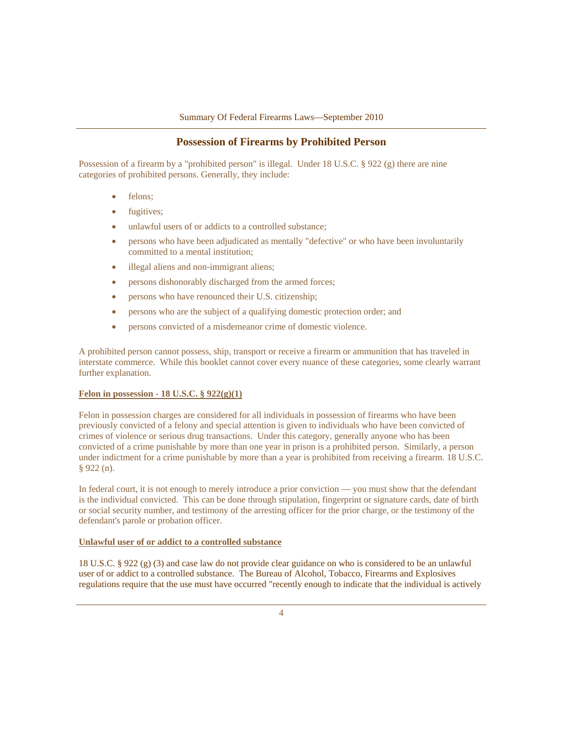## Possession of Firearms by Prohibited Person

Possession of a firearm by a "prohibited person" is illegal. Under 18 U.S.C. § 922 (g) there are nine categories of prohibited persons. Generally, they include:

- felons;
- fugitives;
- unlawful users of or addicts to a controlled substance;
- persons who have been adjudicated as mentally "defective" or who have been involuntarily committed to a mental institution;
- illegal aliens and non-immigrant aliens;
- persons dishonorably discharged from the armed forces;
- persons who have renounced their U.S. citizenship;
- persons who are the subject of a qualifying domestic protection order; and
- persons convicted of a misdemeanor crime of domestic violence.

A prohibited person cannot possess, ship, transport or receive a firearm or ammunition that has traveled in interstate commerce. While this booklet cannot cover every nuance of these categories, some clearly warrant further explanation.

**Felon in possession - 18 U.S.C. § 922(g)(1)**

Felon in possession charges are considered for all individuals in possession of firearms who have been previously convicted of a felony and special attention is given to individuals who have been convicted of crimes of violence or serious drug transactions. Under this category, generally anyone who has been convicted of a crime punishable by more than one year in prison is a prohibited person. Similarly, a person under indictment for a crime punishable by more than a year is prohibited from receiving a firearm. 18 U.S.C. § 922 (n).

In federal court, it is not enough to merely introduce a prior conviction — you must show that the defendant is the individual convicted. This can be done through stipulation, fingerprint or signature cards, date of birth or social security number, and testimony of the arresting officer for the prior charge, or the testimony of the defendant's parole or probation officer.

**Unlawful user of or addict to a controlled substance**

18 U.S.C. § 922 (g) (3) and case law do not provide clear guidance on who is considered to be an unlawful user of or addict to a controlled substance. The Bureau of Alcohol, Tobacco, Firearms and Explosives regulations require that the use must have occurred "recently enough to indicate that the individual is actively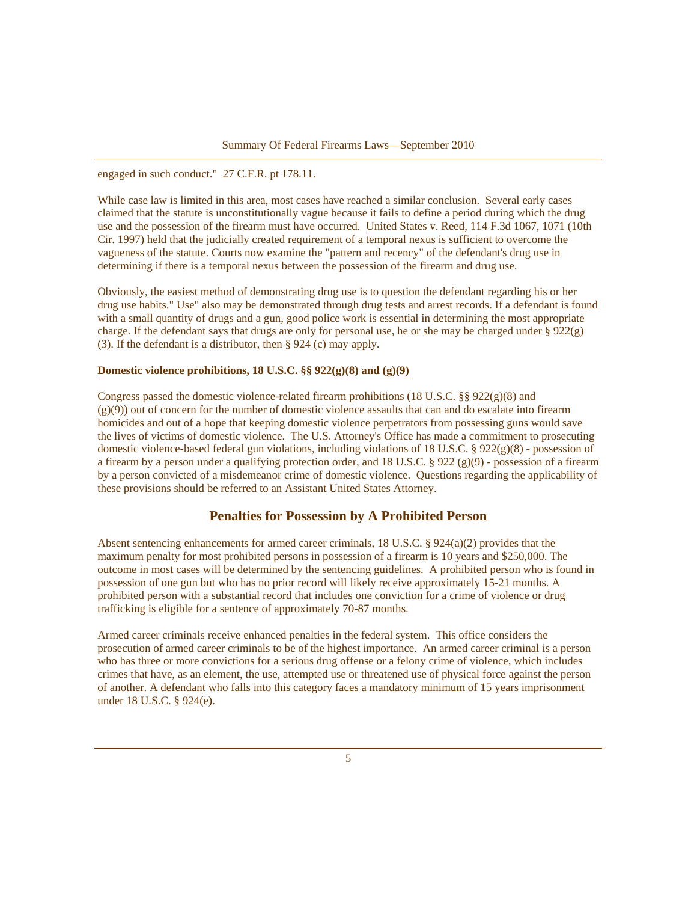engaged in such conduct." 27 C.F.R. pt 178.11.

While case law is limited in this area, most cases have reached a similar conclusion. Several early cases claimed that the statute is unconstitutionally vague because it fails to define a period during which the drug use and the possession of the firearm must have occurred. United States v. Reed, 114 F.3d 1067, 1071 (10th Cir. 1997) held that the judicially created requirement of a temporal nexus is sufficient to overcome the vagueness of the statute. Courts now examine the "pattern and recency" of the defendant's drug use in determining if there is a temporal nexus between the possession of the firearm and drug use.

Obviously, the easiest method of demonstrating drug use is to question the defendant regarding his or her drug use habits." Use" also may be demonstrated through drug tests and arrest records. If a defendant is found with a small quantity of drugs and a gun, good police work is essential in determining the most appropriate charge. If the defendant says that drugs are only for personal use, he or she may be charged under § 922(g)(3). If the defendant is a distributor, then § 924 (c) may apply.

**Domestic violence prohibitions, 18 U.S.C. §§ 922(g)(8) and (g)(9)**

Congress passed the domestic violence-related firearm prohibitions (18 U.S.C. §§ 922(g)(8) and (g)(9)) out of concern for the number of domestic violence assaults that can and do escalate into firearm homicides and out of a hope that keeping domestic violence perpetrators from possessing guns would save the lives of victims of domestic violence. The U.S. Attorney's Office has made a commitment to prosecuting domestic violence-based federal gun violations, including violations of 18 U.S.C. § 922(g)(8) - possession of a firearm by a person under a qualifying protection order, and 18 U.S.C. § 922 (g)(9) - possession of a firearm by a person convicted of a misdemeanor crime of domestic violence. Questions regarding the applicability of these provisions should be referred to an Assistant United States Attorney.

## Penalties for Possession by A Prohibited Person

Absent sentencing enhancements for armed career criminals, 18 U.S.C. § 924(a)(2) provides that the maximum penalty for most prohibited persons in possession of a firearm is 10 years and $250,000. The outcome in most cases will be determined by the sentencing guidelines. A prohibited person who is found in possession of one gun but who has no prior record will likely receive approximately 15-21 months. A prohibited person with a substantial record that includes one conviction for a crime of violence or drug trafficking is eligible for a sentence of approximately 70-87 months.

Armed career criminals receive enhanced penalties in the federal system. This office considers the prosecution of armed career criminals to be of the highest importance. An armed career criminal is a person who has three or more convictions for a serious drug offense or a felony crime of violence, which includes crimes that have, as an element, the use, attempted use or threatened use of physical force against the person of another. A defendant who falls into this category faces a mandatory minimum of 15 years imprisonment under 18 U.S.C. § 924(e).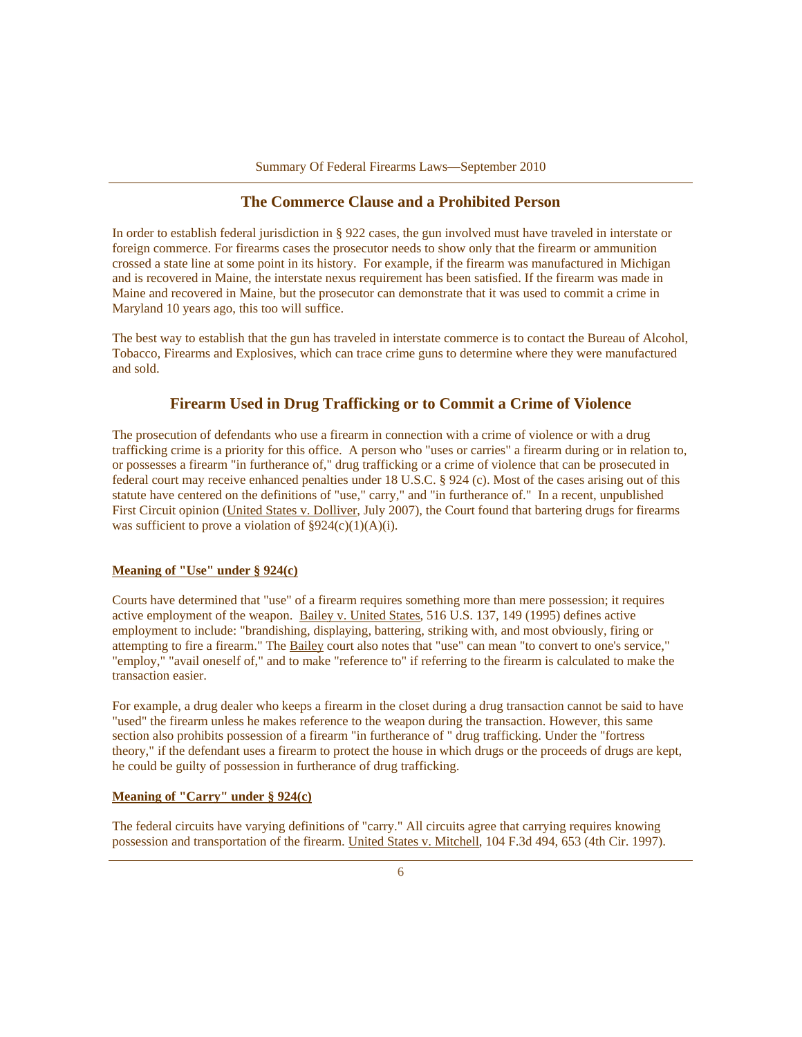## The Commerce Clause and a Prohibited Person

In order to establish federal jurisdiction in § 922 cases, the gun involved must have traveled in interstate or foreign commerce. For firearms cases the prosecutor needs to show only that the firearm or ammunition crossed a state line at some point in its history. For example, if the firearm was manufactured in Michigan and is recovered in Maine, the interstate nexus requirement has been satisfied. If the firearm was made in Maine and recovered in Maine, but the prosecutor can demonstrate that it was used to commit a crime in Maryland 10 years ago, this too will suffice.

The best way to establish that the gun has traveled in interstate commerce is to contact the Bureau of Alcohol, Tobacco, Firearms and Explosives, which can trace crime guns to determine where they were manufactured and sold.

## Firearm Used in Drug Trafficking or to Commit a Crime of Violence

The prosecution of defendants who use a firearm in connection with a crime of violence or with a drug trafficking crime is a priority for this office. A person who "uses or carries" a firearm during or in relation to, or possesses a firearm "in furtherance of," drug trafficking or a crime of violence that can be prosecuted in federal court may receive enhanced penalties under 18 U.S.C. § 924 (c). Most of the cases arising out of this statute have centered on the definitions of "use," carry," and "in furtherance of." In a recent, unpublished First Circuit opinion (United States v. Dolliver, July 2007), the Court found that bartering drugs for firearms was sufficient to prove a violation of §924(c)(1)(A)(i).

**Meaning of "Use" under § 924(c)**

Courts have determined that "use" of a firearm requires something more than mere possession; it requires active employment of the weapon. Bailey v. United States, 516 U.S. 137, 149 (1995) defines active employment to include: "brandishing, displaying, battering, striking with, and most obviously, firing or attempting to fire a firearm." The Bailey court also notes that "use" can mean "to convert to one's service," "employ," "avail oneself of," and to make "reference to" if referring to the firearm is calculated to make the transaction easier.

For example, a drug dealer who keeps a firearm in the closet during a drug transaction cannot be said to have "used" the firearm unless he makes reference to the weapon during the transaction. However, this same section also prohibits possession of a firearm "in furtherance of " drug trafficking. Under the "fortress theory," if the defendant uses a firearm to protect the house in which drugs or the proceeds of drugs are kept, he could be guilty of possession in furtherance of drug trafficking.

**Meaning of "Carry" under § 924(c)**

The federal circuits have varying definitions of "carry." All circuits agree that carrying requires knowing possession and transportation of the firearm. United States v. Mitchell, 104 F.3d 494, 653 (4th Cir. 1997).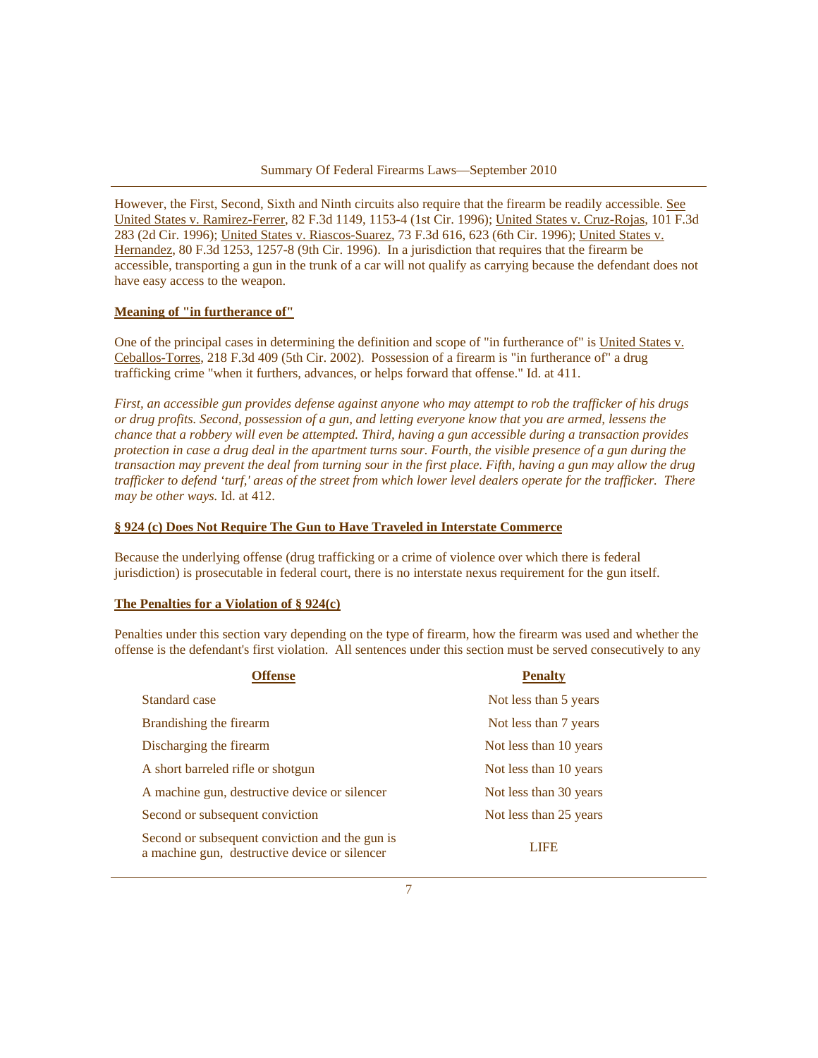However, the First, Second, Sixth and Ninth circuits also require that the firearm be readily accessible. See United States v. Ramirez-Ferrer, 82 F.3d 1149, 1153-4 (1st Cir. 1996); United States v. Cruz-Rojas, 101 F.3d 283 (2d Cir. 1996); United States v. Riascos-Suarez, 73 F.3d 616, 623 (6th Cir. 1996); United States v. Hernandez, 80 F.3d 1253, 1257-8 (9th Cir. 1996). In a jurisdiction that requires that the firearm be accessible, transporting a gun in the trunk of a car will not qualify as carrying because the defendant does not have easy access to the weapon.

### Meaning of "in furtherance of"

One of the principal cases in determining the definition and scope of "in furtherance of" is United States v. Ceballos-Torres, 218 F.3d 409 (5th Cir. 2002). Possession of a firearm is "in furtherance of" a drug trafficking crime "when it furthers, advances, or helps forward that offense." Id. at 411.

*First, an accessible gun provides defense against anyone who may attempt to rob the trafficker of his drugs or drug profits. Second, possession of a gun, and letting everyone know that you are armed, lessens the chance that a robbery will even be attempted. Third, having a gun accessible during a transaction provides protection in case a drug deal in the apartment turns sour. Fourth, the visible presence of a gun during the transaction may prevent the deal from turning sour in the first place. Fifth, having a gun may allow the drug trafficker to defend 'turf,' areas of the street from which lower level dealers operate for the trafficker. There may be other ways.* Id. at 412.

### § 924 (c) Does Not Require The Gun to Have Traveled in Interstate Commerce

Because the underlying offense (drug trafficking or a crime of violence over which there is federal jurisdiction) is prosecutable in federal court, there is no interstate nexus requirement for the gun itself.

### The Penalties for a Violation of § 924(c)

Penalties under this section vary depending on the type of firearm, how the firearm was used and whether the offense is the defendant's first violation. All sentences under this section must be served consecutively to any

| Offense | Penalty |
|---|---|
| Standard case | Not less than 5 years |
| Brandishing the firearm | Not less than 7 years |
| Discharging the firearm | Not less than 10 years |
| A short barreled rifle or shotgun | Not less than 10 years |
| A machine gun, destructive device or silencer | Not less than 30 years |
| Second or subsequent conviction | Not less than 25 years |
| Second or subsequent conviction and the gun is a machine gun, destructive device or silencer | LIFE |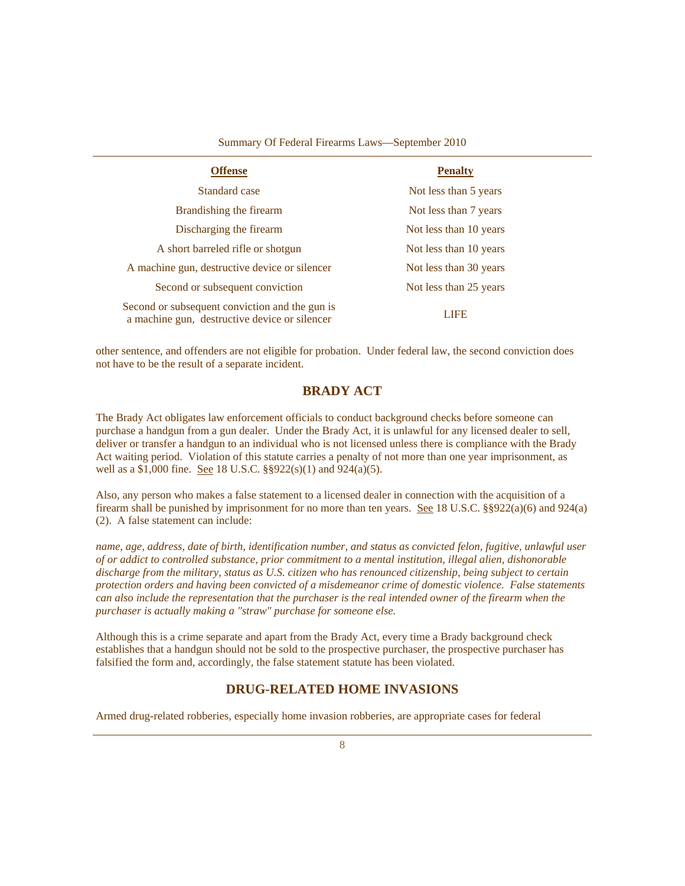| **Offense** | **Penalty** |
|---|---|
| Standard case | Not less than 5 years |
| Brandishing the firearm | Not less than 7 years |
| Discharging the firearm | Not less than 10 years |
| A short barreled rifle or shotgun | Not less than 10 years |
| A machine gun, destructive device or silencer | Not less than 30 years |
| Second or subsequent conviction | Not less than 25 years |
| Second or subsequent conviction and the gun is a machine gun, destructive device or silencer | LIFE |

other sentence, and offenders are not eligible for probation. Under federal law, the second conviction does not have to be the result of a separate incident.

## BRADY ACT

The Brady Act obligates law enforcement officials to conduct background checks before someone can purchase a handgun from a gun dealer. Under the Brady Act, it is unlawful for any licensed dealer to sell, deliver or transfer a handgun to an individual who is not licensed unless there is compliance with the Brady Act waiting period. Violation of this statute carries a penalty of not more than one year imprisonment, as well as a $1,000 fine. See 18 U.S.C. §§922(s)(1) and 924(a)(5).

Also, any person who makes a false statement to a licensed dealer in connection with the acquisition of a firearm shall be punished by imprisonment for no more than ten years. See 18 U.S.C. §§922(a)(6) and 924(a)(2). A false statement can include:

*name, age, address, date of birth, identification number, and status as convicted felon, fugitive, unlawful user of or addict to controlled substance, prior commitment to a mental institution, illegal alien, dishonorable discharge from the military, status as U.S. citizen who has renounced citizenship, being subject to certain protection orders and having been convicted of a misdemeanor crime of domestic violence. False statements can also include the representation that the purchaser is the real intended owner of the firearm when the purchaser is actually making a "straw" purchase for someone else.*

Although this is a crime separate and apart from the Brady Act, every time a Brady background check establishes that a handgun should not be sold to the prospective purchaser, the prospective purchaser has falsified the form and, accordingly, the false statement statute has been violated.

## DRUG-RELATED HOME INVASIONS

Armed drug-related robberies, especially home invasion robberies, are appropriate cases for federal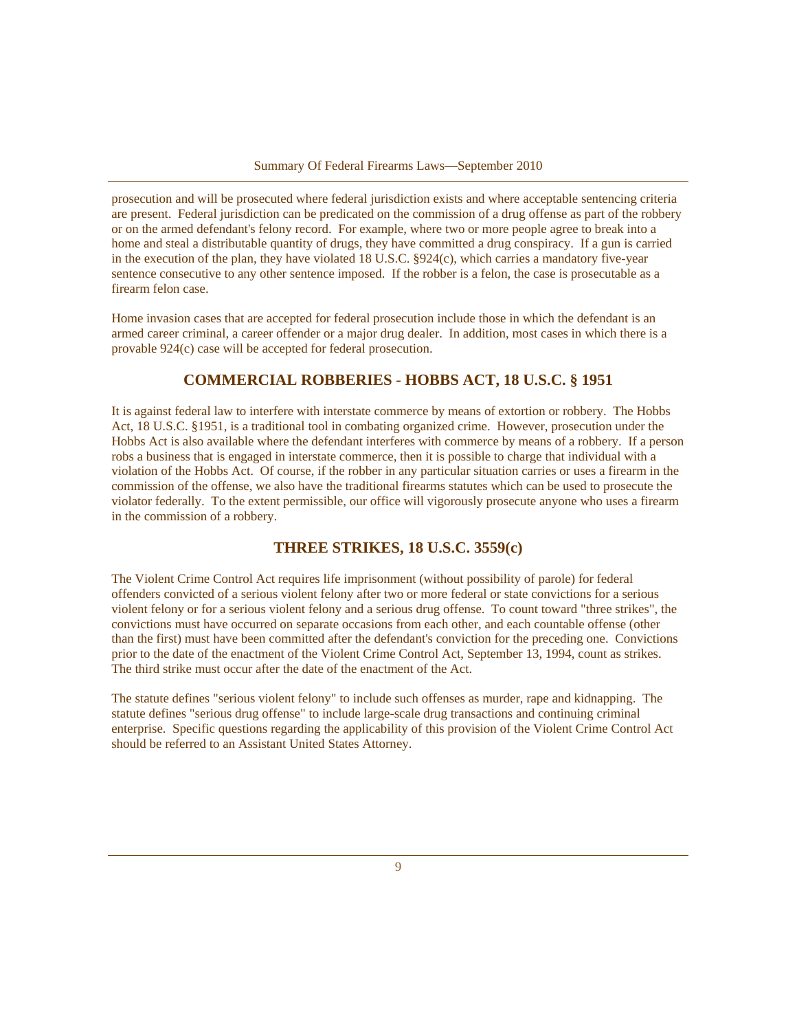prosecution and will be prosecuted where federal jurisdiction exists and where acceptable sentencing criteria are present. Federal jurisdiction can be predicated on the commission of a drug offense as part of the robbery or on the armed defendant's felony record. For example, where two or more people agree to break into a home and steal a distributable quantity of drugs, they have committed a drug conspiracy. If a gun is carried in the execution of the plan, they have violated 18 U.S.C. §924(c), which carries a mandatory five-year sentence consecutive to any other sentence imposed. If the robber is a felon, the case is prosecutable as a firearm felon case.

Home invasion cases that are accepted for federal prosecution include those in which the defendant is an armed career criminal, a career offender or a major drug dealer. In addition, most cases in which there is a provable 924(c) case will be accepted for federal prosecution.

## COMMERCIAL ROBBERIES - HOBBS ACT, 18 U.S.C. § 1951

It is against federal law to interfere with interstate commerce by means of extortion or robbery. The Hobbs Act, 18 U.S.C. §1951, is a traditional tool in combating organized crime. However, prosecution under the Hobbs Act is also available where the defendant interferes with commerce by means of a robbery. If a person robs a business that is engaged in interstate commerce, then it is possible to charge that individual with a violation of the Hobbs Act. Of course, if the robber in any particular situation carries or uses a firearm in the commission of the offense, we also have the traditional firearms statutes which can be used to prosecute the violator federally. To the extent permissible, our office will vigorously prosecute anyone who uses a firearm in the commission of a robbery.

## THREE STRIKES, 18 U.S.C. 3559(c)

The Violent Crime Control Act requires life imprisonment (without possibility of parole) for federal offenders convicted of a serious violent felony after two or more federal or state convictions for a serious violent felony or for a serious violent felony and a serious drug offense. To count toward "three strikes", the convictions must have occurred on separate occasions from each other, and each countable offense (other than the first) must have been committed after the defendant's conviction for the preceding one. Convictions prior to the date of the enactment of the Violent Crime Control Act, September 13, 1994, count as strikes. The third strike must occur after the date of the enactment of the Act.

The statute defines "serious violent felony" to include such offenses as murder, rape and kidnapping. The statute defines "serious drug offense" to include large-scale drug transactions and continuing criminal enterprise. Specific questions regarding the applicability of this provision of the Violent Crime Control Act should be referred to an Assistant United States Attorney.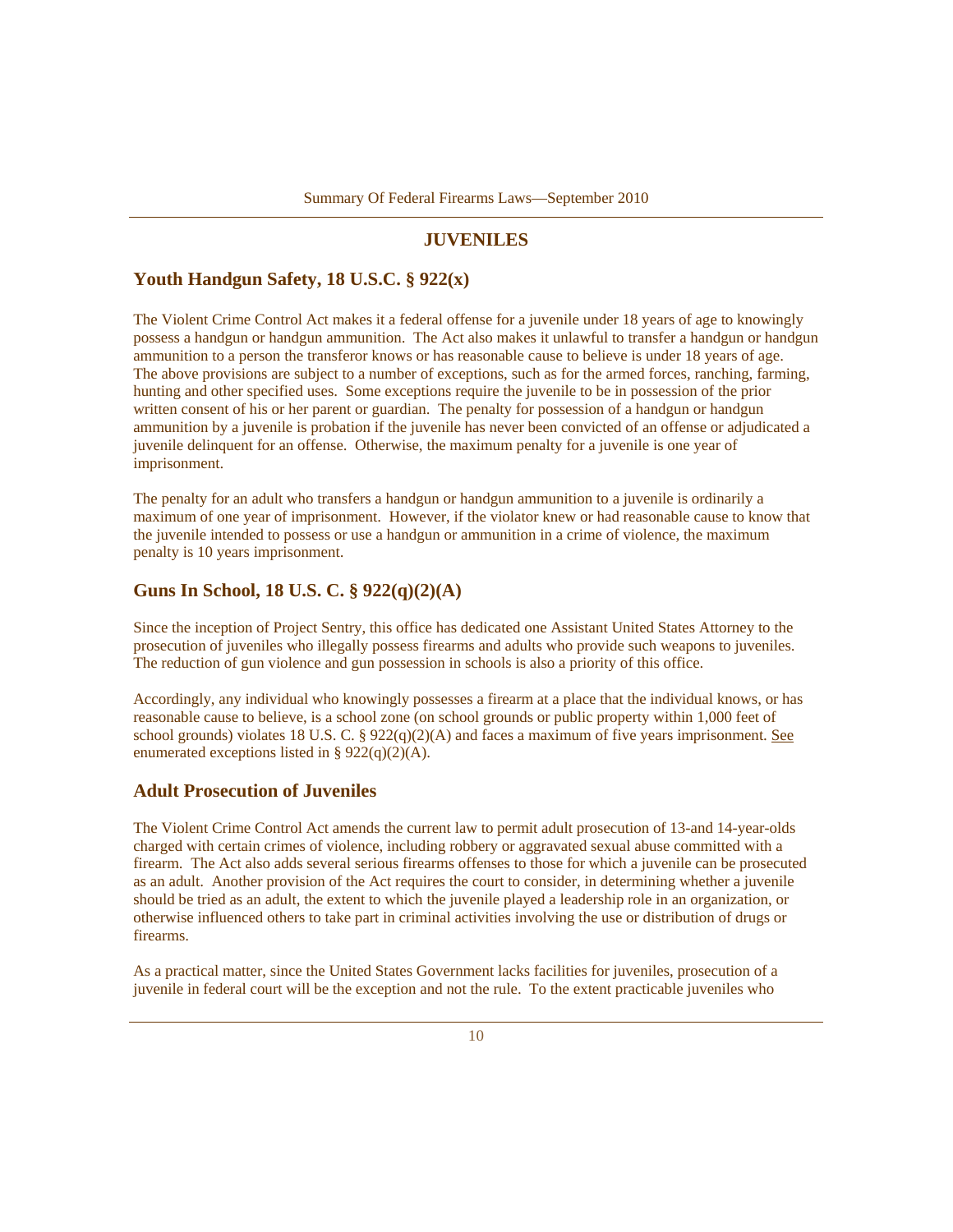## JUVENILES

### Youth Handgun Safety, 18 U.S.C. § 922(x)

The Violent Crime Control Act makes it a federal offense for a juvenile under 18 years of age to knowingly possess a handgun or handgun ammunition. The Act also makes it unlawful to transfer a handgun or handgun ammunition to a person the transferor knows or has reasonable cause to believe is under 18 years of age. The above provisions are subject to a number of exceptions, such as for the armed forces, ranching, farming, hunting and other specified uses. Some exceptions require the juvenile to be in possession of the prior written consent of his or her parent or guardian. The penalty for possession of a handgun or handgun ammunition by a juvenile is probation if the juvenile has never been convicted of an offense or adjudicated a juvenile delinquent for an offense. Otherwise, the maximum penalty for a juvenile is one year of imprisonment.

The penalty for an adult who transfers a handgun or handgun ammunition to a juvenile is ordinarily a maximum of one year of imprisonment. However, if the violator knew or had reasonable cause to know that the juvenile intended to possess or use a handgun or ammunition in a crime of violence, the maximum penalty is 10 years imprisonment.

### Guns In School, 18 U.S. C. § 922(q)(2)(A)

Since the inception of Project Sentry, this office has dedicated one Assistant United States Attorney to the prosecution of juveniles who illegally possess firearms and adults who provide such weapons to juveniles. The reduction of gun violence and gun possession in schools is also a priority of this office.

Accordingly, any individual who knowingly possesses a firearm at a place that the individual knows, or has reasonable cause to believe, is a school zone (on school grounds or public property within 1,000 feet of school grounds) violates 18 U.S. C. § 922(q)(2)(A) and faces a maximum of five years imprisonment. See enumerated exceptions listed in § 922(q)(2)(A).

### Adult Prosecution of Juveniles

The Violent Crime Control Act amends the current law to permit adult prosecution of 13-and 14-year-olds charged with certain crimes of violence, including robbery or aggravated sexual abuse committed with a firearm. The Act also adds several serious firearms offenses to those for which a juvenile can be prosecuted as an adult. Another provision of the Act requires the court to consider, in determining whether a juvenile should be tried as an adult, the extent to which the juvenile played a leadership role in an organization, or otherwise influenced others to take part in criminal activities involving the use or distribution of drugs or firearms.

As a practical matter, since the United States Government lacks facilities for juveniles, prosecution of a juvenile in federal court will be the exception and not the rule. To the extent practicable juveniles who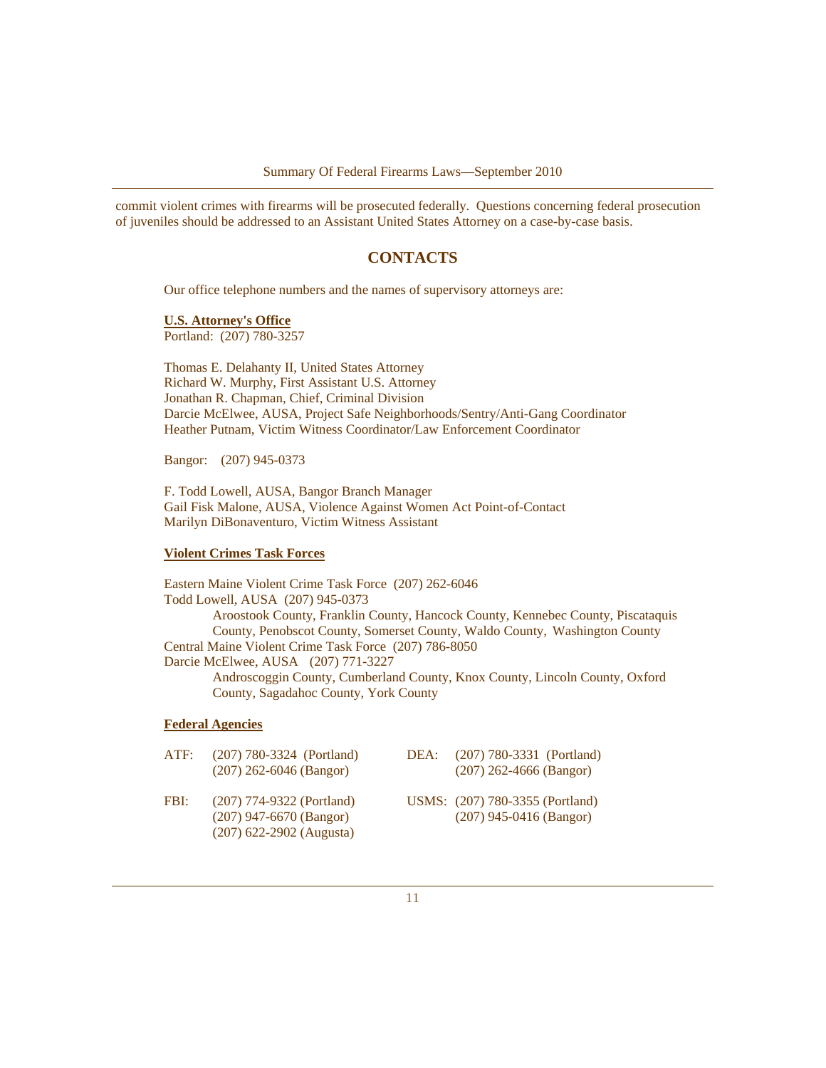commit violent crimes with firearms will be prosecuted federally. Questions concerning federal prosecution of juveniles should be addressed to an Assistant United States Attorney on a case-by-case basis.

## CONTACTS

Our office telephone numbers and the names of supervisory attorneys are:

**U.S. Attorney's Office**
Portland: (207) 780-3257

Thomas E. Delahanty II, United States Attorney
Richard W. Murphy, First Assistant U.S. Attorney
Jonathan R. Chapman, Chief, Criminal Division
Darcie McElwee, AUSA, Project Safe Neighborhoods/Sentry/Anti-Gang Coordinator
Heather Putnam, Victim Witness Coordinator/Law Enforcement Coordinator

Bangor: (207) 945-0373

F. Todd Lowell, AUSA, Bangor Branch Manager
Gail Fisk Malone, AUSA, Violence Against Women Act Point-of-Contact
Marilyn DiBonaventuro, Victim Witness Assistant

**Violent Crimes Task Forces**

Eastern Maine Violent Crime Task Force (207) 262-6046
Todd Lowell, AUSA (207) 945-0373
Aroostook County, Franklin County, Hancock County, Kennebec County, Piscataquis County, Penobscot County, Somerset County, Waldo County, Washington County

Central Maine Violent Crime Task Force (207) 786-8050
Darcie McElwee, AUSA (207) 771-3227
Androscoggin County, Cumberland County, Knox County, Lincoln County, Oxford County, Sagadahoc County, York County

**Federal Agencies**

ATF: (207) 780-3324 (Portland)
(207) 262-6046 (Bangor)

DEA: (207) 780-3331 (Portland)
(207) 262-4666 (Bangor)

FBI: (207) 774-9322 (Portland)
(207) 947-6670 (Bangor)
(207) 622-2902 (Augusta)

USMS: (207) 780-3355 (Portland)
(207) 945-0416 (Bangor)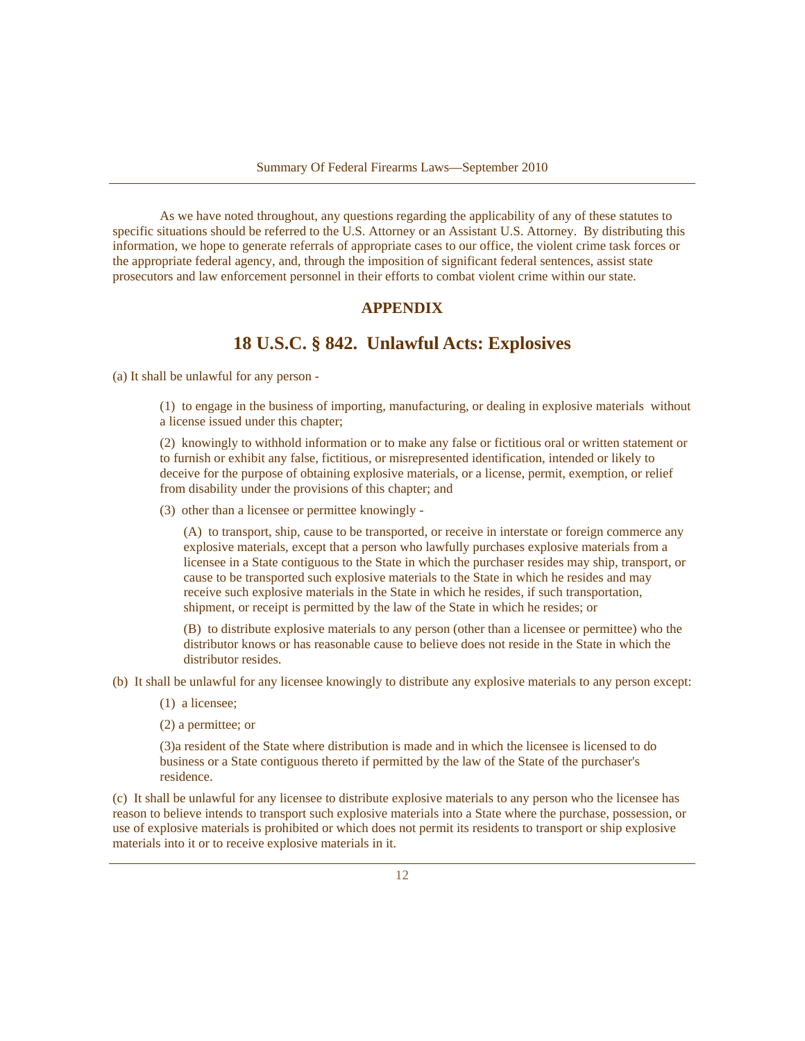As we have noted throughout, any questions regarding the applicability of any of these statutes to specific situations should be referred to the U.S. Attorney or an Assistant U.S. Attorney. By distributing this information, we hope to generate referrals of appropriate cases to our office, the violent crime task forces or the appropriate federal agency, and, through the imposition of significant federal sentences, assist state prosecutors and law enforcement personnel in their efforts to combat violent crime within our state.

## APPENDIX

## 18 U.S.C. § 842. Unlawful Acts: Explosives

(a) It shall be unlawful for any person -

(1) to engage in the business of importing, manufacturing, or dealing in explosive materials without a license issued under this chapter;

(2) knowingly to withhold information or to make any false or fictitious oral or written statement or to furnish or exhibit any false, fictitious, or misrepresented identification, intended or likely to deceive for the purpose of obtaining explosive materials, or a license, permit, exemption, or relief from disability under the provisions of this chapter; and

(3) other than a licensee or permittee knowingly -

(A) to transport, ship, cause to be transported, or receive in interstate or foreign commerce any explosive materials, except that a person who lawfully purchases explosive materials from a licensee in a State contiguous to the State in which the purchaser resides may ship, transport, or cause to be transported such explosive materials to the State in which he resides and may receive such explosive materials in the State in which he resides, if such transportation, shipment, or receipt is permitted by the law of the State in which he resides; or

(B) to distribute explosive materials to any person (other than a licensee or permittee) who the distributor knows or has reasonable cause to believe does not reside in the State in which the distributor resides.

(b) It shall be unlawful for any licensee knowingly to distribute any explosive materials to any person except:

(1) a licensee;

(2) a permittee; or

(3)a resident of the State where distribution is made and in which the licensee is licensed to do business or a State contiguous thereto if permitted by the law of the State of the purchaser's residence.

(c) It shall be unlawful for any licensee to distribute explosive materials to any person who the licensee has reason to believe intends to transport such explosive materials into a State where the purchase, possession, or use of explosive materials is prohibited or which does not permit its residents to transport or ship explosive materials into it or to receive explosive materials in it.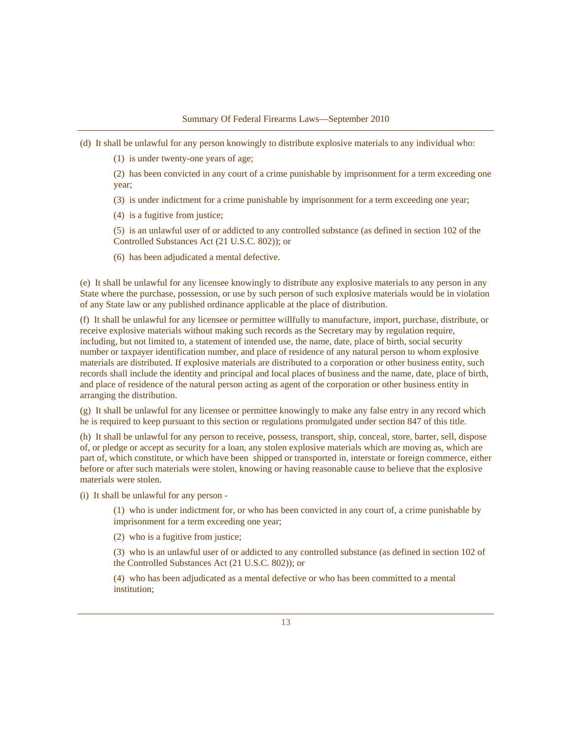(d) It shall be unlawful for any person knowingly to distribute explosive materials to any individual who:

> (1) is under twenty-one years of age;
>
> (2) has been convicted in any court of a crime punishable by imprisonment for a term exceeding one year;
>
> (3) is under indictment for a crime punishable by imprisonment for a term exceeding one year;
>
> (4) is a fugitive from justice;
>
> (5) is an unlawful user of or addicted to any controlled substance (as defined in section 102 of the Controlled Substances Act (21 U.S.C. 802)); or
>
> (6) has been adjudicated a mental defective.

(e) It shall be unlawful for any licensee knowingly to distribute any explosive materials to any person in any State where the purchase, possession, or use by such person of such explosive materials would be in violation of any State law or any published ordinance applicable at the place of distribution.

(f) It shall be unlawful for any licensee or permittee willfully to manufacture, import, purchase, distribute, or receive explosive materials without making such records as the Secretary may by regulation require, including, but not limited to, a statement of intended use, the name, date, place of birth, social security number or taxpayer identification number, and place of residence of any natural person to whom explosive materials are distributed. If explosive materials are distributed to a corporation or other business entity, such records shall include the identity and principal and local places of business and the name, date, place of birth, and place of residence of the natural person acting as agent of the corporation or other business entity in arranging the distribution.

(g) It shall be unlawful for any licensee or permittee knowingly to make any false entry in any record which he is required to keep pursuant to this section or regulations promulgated under section 847 of this title.

(h) It shall be unlawful for any person to receive, possess, transport, ship, conceal, store, barter, sell, dispose of, or pledge or accept as security for a loan, any stolen explosive materials which are moving as, which are part of, which constitute, or which have been shipped or transported in, interstate or foreign commerce, either before or after such materials were stolen, knowing or having reasonable cause to believe that the explosive materials were stolen.

(i) It shall be unlawful for any person -

> (1) who is under indictment for, or who has been convicted in any court of, a crime punishable by imprisonment for a term exceeding one year;
>
> (2) who is a fugitive from justice;
>
> (3) who is an unlawful user of or addicted to any controlled substance (as defined in section 102 of the Controlled Substances Act (21 U.S.C. 802)); or
>
> (4) who has been adjudicated as a mental defective or who has been committed to a mental institution;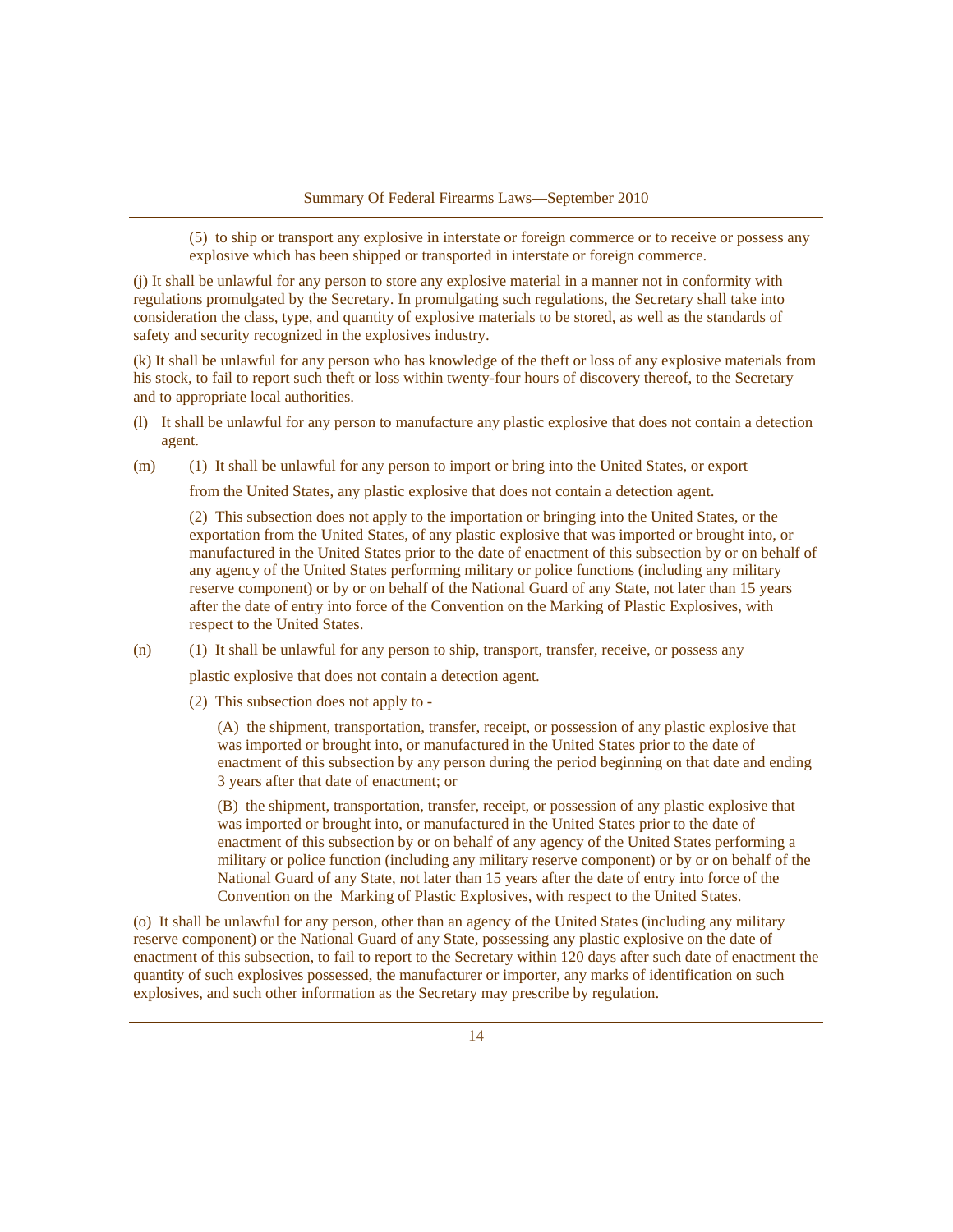(5) to ship or transport any explosive in interstate or foreign commerce or to receive or possess any explosive which has been shipped or transported in interstate or foreign commerce.

(j) It shall be unlawful for any person to store any explosive material in a manner not in conformity with regulations promulgated by the Secretary. In promulgating such regulations, the Secretary shall take into consideration the class, type, and quantity of explosive materials to be stored, as well as the standards of safety and security recognized in the explosives industry.

(k) It shall be unlawful for any person who has knowledge of the theft or loss of any explosive materials from his stock, to fail to report such theft or loss within twenty-four hours of discovery thereof, to the Secretary and to appropriate local authorities.

(l) It shall be unlawful for any person to manufacture any plastic explosive that does not contain a detection agent.

(m) (1) It shall be unlawful for any person to import or bring into the United States, or export from the United States, any plastic explosive that does not contain a detection agent.

(2) This subsection does not apply to the importation or bringing into the United States, or the exportation from the United States, of any plastic explosive that was imported or brought into, or manufactured in the United States prior to the date of enactment of this subsection by or on behalf of any agency of the United States performing military or police functions (including any military reserve component) or by or on behalf of the National Guard of any State, not later than 15 years after the date of entry into force of the Convention on the Marking of Plastic Explosives, with respect to the United States.

(n) (1) It shall be unlawful for any person to ship, transport, transfer, receive, or possess any plastic explosive that does not contain a detection agent.

(2) This subsection does not apply to -

(A) the shipment, transportation, transfer, receipt, or possession of any plastic explosive that was imported or brought into, or manufactured in the United States prior to the date of enactment of this subsection by any person during the period beginning on that date and ending 3 years after that date of enactment; or

(B) the shipment, transportation, transfer, receipt, or possession of any plastic explosive that was imported or brought into, or manufactured in the United States prior to the date of enactment of this subsection by or on behalf of any agency of the United States performing a military or police function (including any military reserve component) or by or on behalf of the National Guard of any State, not later than 15 years after the date of entry into force of the Convention on the Marking of Plastic Explosives, with respect to the United States.

(o) It shall be unlawful for any person, other than an agency of the United States (including any military reserve component) or the National Guard of any State, possessing any plastic explosive on the date of enactment of this subsection, to fail to report to the Secretary within 120 days after such date of enactment the quantity of such explosives possessed, the manufacturer or importer, any marks of identification on such explosives, and such other information as the Secretary may prescribe by regulation.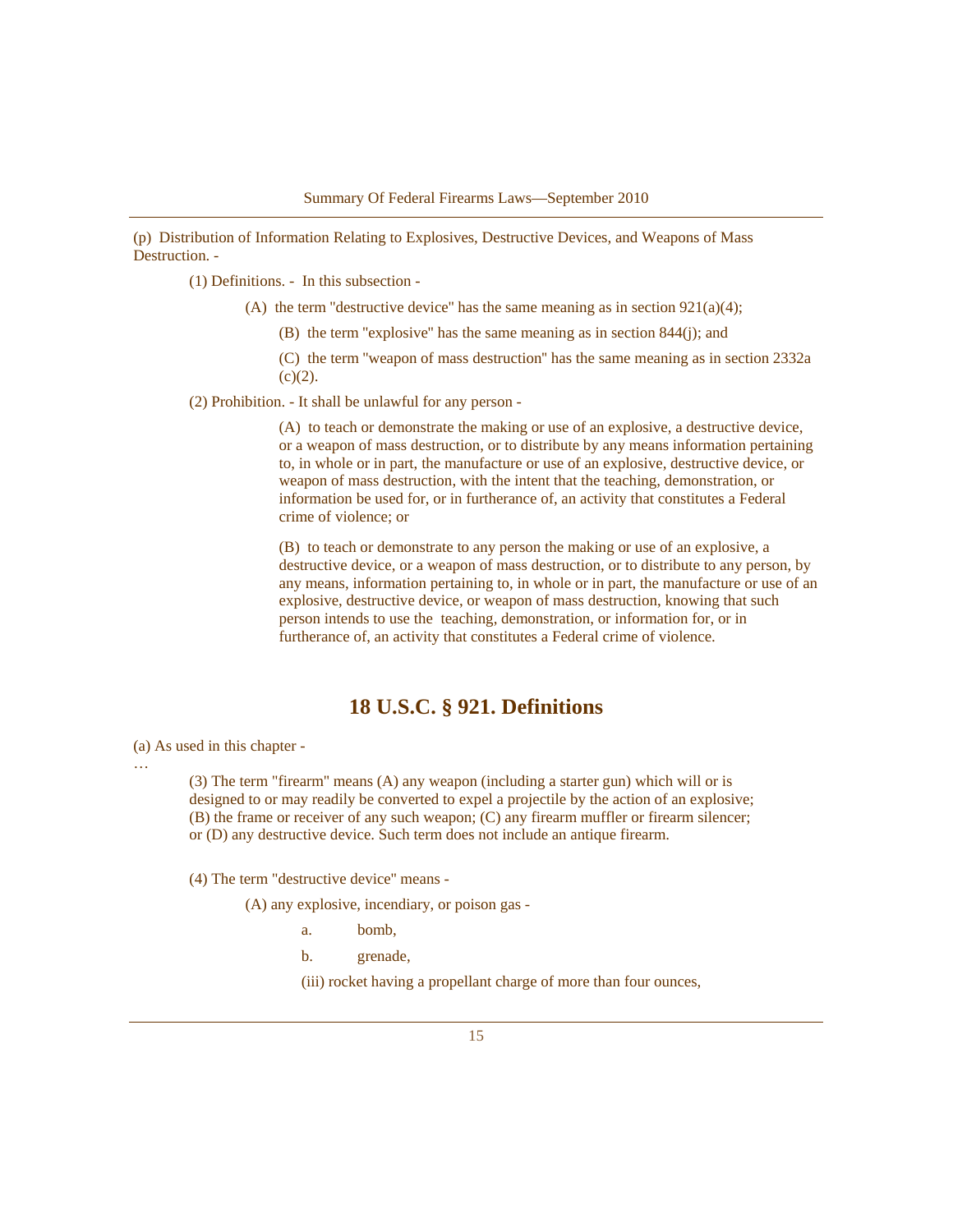(p) Distribution of Information Relating to Explosives, Destructive Devices, and Weapons of Mass Destruction. -

(1) Definitions. - In this subsection -

(A) the term "destructive device" has the same meaning as in section 921(a)(4);

(B) the term "explosive" has the same meaning as in section 844(j); and

(C) the term "weapon of mass destruction" has the same meaning as in section 2332a (c)(2).

(2) Prohibition. - It shall be unlawful for any person -

(A) to teach or demonstrate the making or use of an explosive, a destructive device, or a weapon of mass destruction, or to distribute by any means information pertaining to, in whole or in part, the manufacture or use of an explosive, destructive device, or weapon of mass destruction, with the intent that the teaching, demonstration, or information be used for, or in furtherance of, an activity that constitutes a Federal crime of violence; or

(B) to teach or demonstrate to any person the making or use of an explosive, a destructive device, or a weapon of mass destruction, or to distribute to any person, by any means, information pertaining to, in whole or in part, the manufacture or use of an explosive, destructive device, or weapon of mass destruction, knowing that such person intends to use the teaching, demonstration, or information for, or in furtherance of, an activity that constitutes a Federal crime of violence.

## 18 U.S.C. § 921. Definitions

(a) As used in this chapter -

…

(3) The term "firearm" means (A) any weapon (including a starter gun) which will or is designed to or may readily be converted to expel a projectile by the action of an explosive; (B) the frame or receiver of any such weapon; (C) any firearm muffler or firearm silencer; or (D) any destructive device. Such term does not include an antique firearm.

(4) The term "destructive device" means -

(A) any explosive, incendiary, or poison gas -

a. bomb,

b. grenade,

(iii) rocket having a propellant charge of more than four ounces,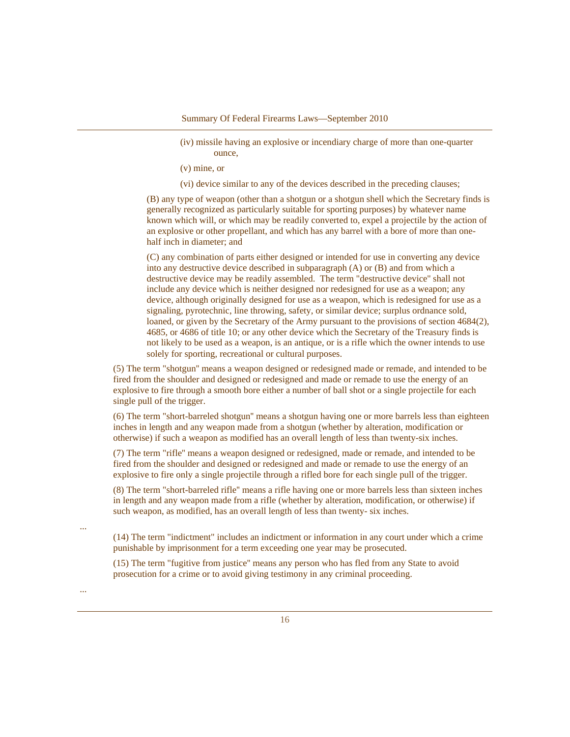(iv) missile having an explosive or incendiary charge of more than one-quarter ounce,

(v) mine, or

(vi) device similar to any of the devices described in the preceding clauses;

(B) any type of weapon (other than a shotgun or a shotgun shell which the Secretary finds is generally recognized as particularly suitable for sporting purposes) by whatever name known which will, or which may be readily converted to, expel a projectile by the action of an explosive or other propellant, and which has any barrel with a bore of more than one-half inch in diameter; and

(C) any combination of parts either designed or intended for use in converting any device into any destructive device described in subparagraph (A) or (B) and from which a destructive device may be readily assembled. The term "destructive device" shall not include any device which is neither designed nor redesigned for use as a weapon; any device, although originally designed for use as a weapon, which is redesigned for use as a signaling, pyrotechnic, line throwing, safety, or similar device; surplus ordnance sold, loaned, or given by the Secretary of the Army pursuant to the provisions of section 4684(2), 4685, or 4686 of title 10; or any other device which the Secretary of the Treasury finds is not likely to be used as a weapon, is an antique, or is a rifle which the owner intends to use solely for sporting, recreational or cultural purposes.

(5) The term "shotgun" means a weapon designed or redesigned made or remade, and intended to be fired from the shoulder and designed or redesigned and made or remade to use the energy of an explosive to fire through a smooth bore either a number of ball shot or a single projectile for each single pull of the trigger.

(6) The term "short-barreled shotgun" means a shotgun having one or more barrels less than eighteen inches in length and any weapon made from a shotgun (whether by alteration, modification or otherwise) if such a weapon as modified has an overall length of less than twenty-six inches.

(7) The term "rifle" means a weapon designed or redesigned, made or remade, and intended to be fired from the shoulder and designed or redesigned and made or remade to use the energy of an explosive to fire only a single projectile through a rifled bore for each single pull of the trigger.

(8) The term "short-barreled rifle" means a rifle having one or more barrels less than sixteen inches in length and any weapon made from a rifle (whether by alteration, modification, or otherwise) if such weapon, as modified, has an overall length of less than twenty- six inches.

...

(14) The term "indictment" includes an indictment or information in any court under which a crime punishable by imprisonment for a term exceeding one year may be prosecuted.

(15) The term "fugitive from justice" means any person who has fled from any State to avoid prosecution for a crime or to avoid giving testimony in any criminal proceeding.

...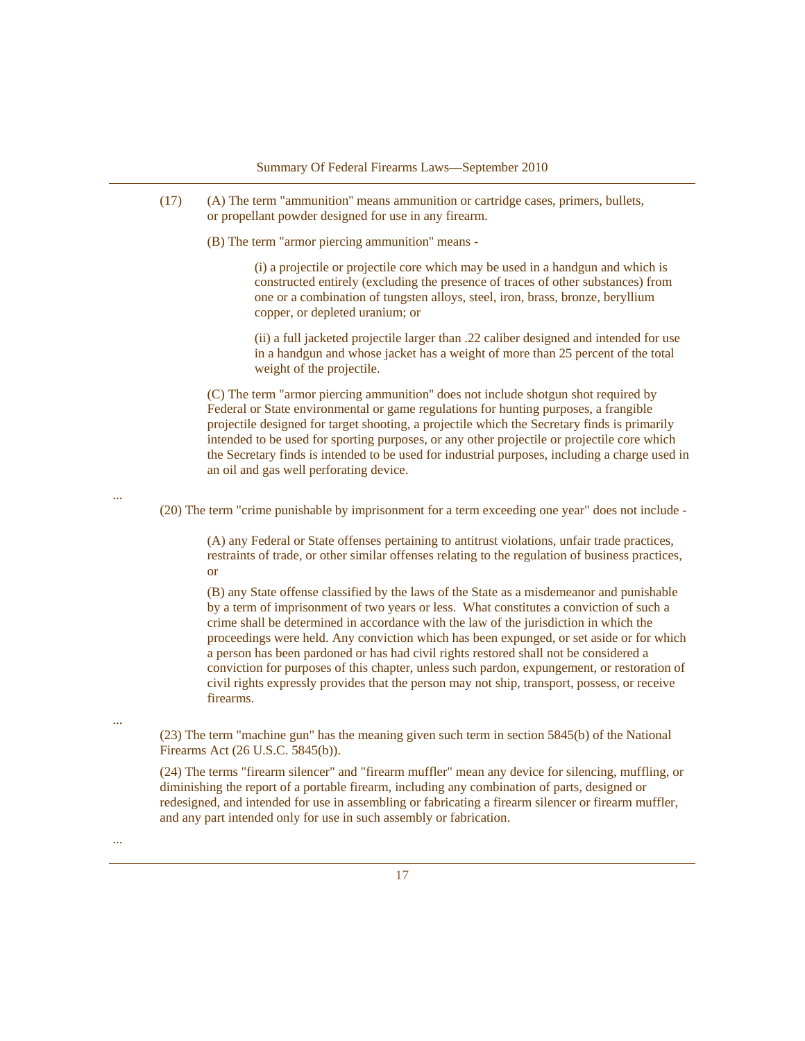(17) (A) The term "ammunition" means ammunition or cartridge cases, primers, bullets, or propellant powder designed for use in any firearm.

(B) The term "armor piercing ammunition" means -

(i) a projectile or projectile core which may be used in a handgun and which is constructed entirely (excluding the presence of traces of other substances) from one or a combination of tungsten alloys, steel, iron, brass, bronze, beryllium copper, or depleted uranium; or

(ii) a full jacketed projectile larger than .22 caliber designed and intended for use in a handgun and whose jacket has a weight of more than 25 percent of the total weight of the projectile.

(C) The term "armor piercing ammunition" does not include shotgun shot required by Federal or State environmental or game regulations for hunting purposes, a frangible projectile designed for target shooting, a projectile which the Secretary finds is primarily intended to be used for sporting purposes, or any other projectile or projectile core which the Secretary finds is intended to be used for industrial purposes, including a charge used in an oil and gas well perforating device.

...

(20) The term "crime punishable by imprisonment for a term exceeding one year" does not include -

(A) any Federal or State offenses pertaining to antitrust violations, unfair trade practices, restraints of trade, or other similar offenses relating to the regulation of business practices, or

(B) any State offense classified by the laws of the State as a misdemeanor and punishable by a term of imprisonment of two years or less. What constitutes a conviction of such a crime shall be determined in accordance with the law of the jurisdiction in which the proceedings were held. Any conviction which has been expunged, or set aside or for which a person has been pardoned or has had civil rights restored shall not be considered a conviction for purposes of this chapter, unless such pardon, expungement, or restoration of civil rights expressly provides that the person may not ship, transport, possess, or receive firearms.

...

(23) The term "machine gun" has the meaning given such term in section 5845(b) of the National Firearms Act (26 U.S.C. 5845(b)).

(24) The terms "firearm silencer" and "firearm muffler" mean any device for silencing, muffling, or diminishing the report of a portable firearm, including any combination of parts, designed or redesigned, and intended for use in assembling or fabricating a firearm silencer or firearm muffler, and any part intended only for use in such assembly or fabrication.

...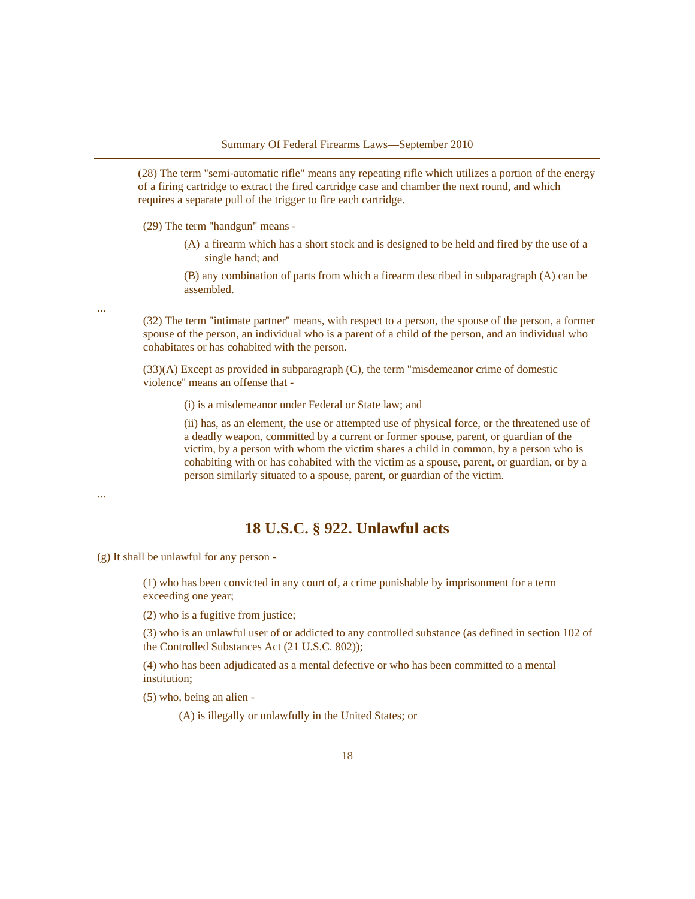(28) The term "semi-automatic rifle" means any repeating rifle which utilizes a portion of the energy of a firing cartridge to extract the fired cartridge case and chamber the next round, and which requires a separate pull of the trigger to fire each cartridge.

(29) The term "handgun" means -

(A) a firearm which has a short stock and is designed to be held and fired by the use of a single hand; and

(B) any combination of parts from which a firearm described in subparagraph (A) can be assembled.

...

(32) The term "intimate partner" means, with respect to a person, the spouse of the person, a former spouse of the person, an individual who is a parent of a child of the person, and an individual who cohabitates or has cohabited with the person.

(33)(A) Except as provided in subparagraph (C), the term "misdemeanor crime of domestic violence" means an offense that -

(i) is a misdemeanor under Federal or State law; and

(ii) has, as an element, the use or attempted use of physical force, or the threatened use of a deadly weapon, committed by a current or former spouse, parent, or guardian of the victim, by a person with whom the victim shares a child in common, by a person who is cohabiting with or has cohabited with the victim as a spouse, parent, or guardian, or by a person similarly situated to a spouse, parent, or guardian of the victim.

...

## 18 U.S.C. § 922. Unlawful acts

(g) It shall be unlawful for any person -

(1) who has been convicted in any court of, a crime punishable by imprisonment for a term exceeding one year;

(2) who is a fugitive from justice;

(3) who is an unlawful user of or addicted to any controlled substance (as defined in section 102 of the Controlled Substances Act (21 U.S.C. 802));

(4) who has been adjudicated as a mental defective or who has been committed to a mental institution;

(5) who, being an alien -

(A) is illegally or unlawfully in the United States; or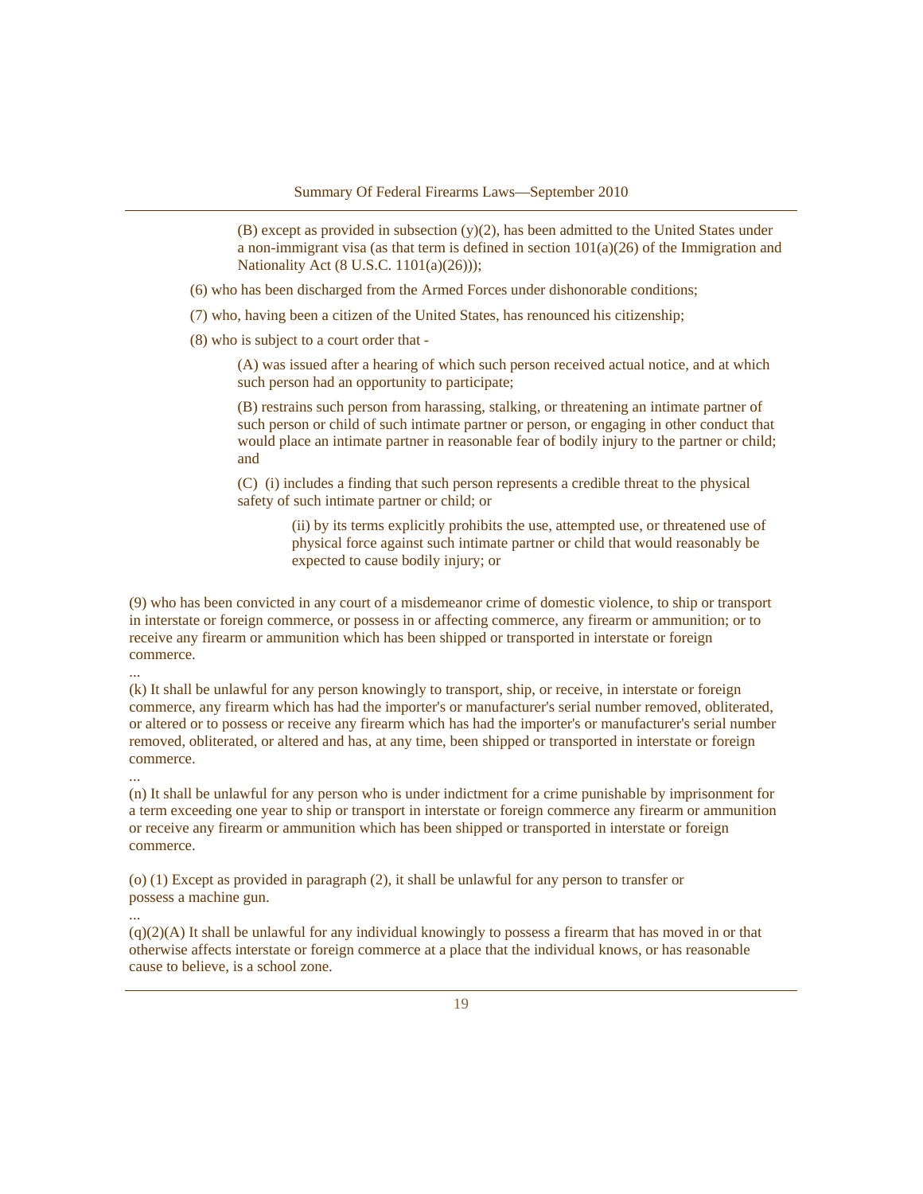(B) except as provided in subsection (y)(2), has been admitted to the United States under a non-immigrant visa (as that term is defined in section 101(a)(26) of the Immigration and Nationality Act (8 U.S.C. 1101(a)(26)));

(6) who has been discharged from the Armed Forces under dishonorable conditions;

(7) who, having been a citizen of the United States, has renounced his citizenship;

(8) who is subject to a court order that -

(A) was issued after a hearing of which such person received actual notice, and at which such person had an opportunity to participate;

(B) restrains such person from harassing, stalking, or threatening an intimate partner of such person or child of such intimate partner or person, or engaging in other conduct that would place an intimate partner in reasonable fear of bodily injury to the partner or child; and

(C) (i) includes a finding that such person represents a credible threat to the physical safety of such intimate partner or child; or

(ii) by its terms explicitly prohibits the use, attempted use, or threatened use of physical force against such intimate partner or child that would reasonably be expected to cause bodily injury; or

(9) who has been convicted in any court of a misdemeanor crime of domestic violence, to ship or transport in interstate or foreign commerce, or possess in or affecting commerce, any firearm or ammunition; or to receive any firearm or ammunition which has been shipped or transported in interstate or foreign commerce.

...

(k) It shall be unlawful for any person knowingly to transport, ship, or receive, in interstate or foreign commerce, any firearm which has had the importer's or manufacturer's serial number removed, obliterated, or altered or to possess or receive any firearm which has had the importer's or manufacturer's serial number removed, obliterated, or altered and has, at any time, been shipped or transported in interstate or foreign commerce.

...

(n) It shall be unlawful for any person who is under indictment for a crime punishable by imprisonment for a term exceeding one year to ship or transport in interstate or foreign commerce any firearm or ammunition or receive any firearm or ammunition which has been shipped or transported in interstate or foreign commerce.

(o) (1) Except as provided in paragraph (2), it shall be unlawful for any person to transfer or possess a machine gun.

...

(q)(2)(A) It shall be unlawful for any individual knowingly to possess a firearm that has moved in or that otherwise affects interstate or foreign commerce at a place that the individual knows, or has reasonable cause to believe, is a school zone.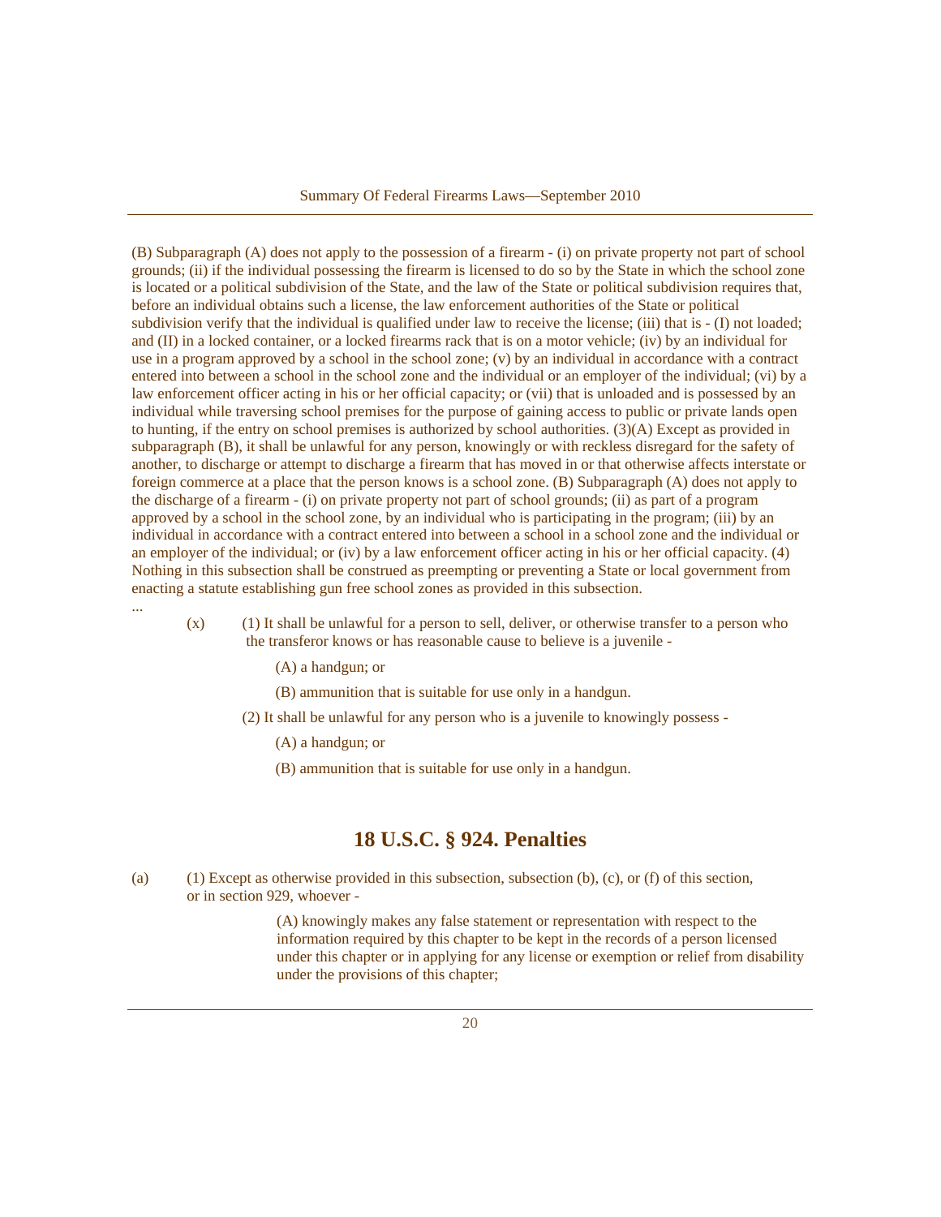(B) Subparagraph (A) does not apply to the possession of a firearm - (i) on private property not part of school grounds; (ii) if the individual possessing the firearm is licensed to do so by the State in which the school zone is located or a political subdivision of the State, and the law of the State or political subdivision requires that, before an individual obtains such a license, the law enforcement authorities of the State or political subdivision verify that the individual is qualified under law to receive the license; (iii) that is - (I) not loaded; and (II) in a locked container, or a locked firearms rack that is on a motor vehicle; (iv) by an individual for use in a program approved by a school in the school zone; (v) by an individual in accordance with a contract entered into between a school in the school zone and the individual or an employer of the individual; (vi) by a law enforcement officer acting in his or her official capacity; or (vii) that is unloaded and is possessed by an individual while traversing school premises for the purpose of gaining access to public or private lands open to hunting, if the entry on school premises is authorized by school authorities. (3)(A) Except as provided in subparagraph (B), it shall be unlawful for any person, knowingly or with reckless disregard for the safety of another, to discharge or attempt to discharge a firearm that has moved in or that otherwise affects interstate or foreign commerce at a place that the person knows is a school zone. (B) Subparagraph (A) does not apply to the discharge of a firearm - (i) on private property not part of school grounds; (ii) as part of a program approved by a school in the school zone, by an individual who is participating in the program; (iii) by an individual in accordance with a contract entered into between a school in a school zone and the individual or an employer of the individual; or (iv) by a law enforcement officer acting in his or her official capacity. (4) Nothing in this subsection shall be construed as preempting or preventing a State or local government from enacting a statute establishing gun free school zones as provided in this subsection.

...

(x) (1) It shall be unlawful for a person to sell, deliver, or otherwise transfer to a person who the transferor knows or has reasonable cause to believe is a juvenile -

(A) a handgun; or

(B) ammunition that is suitable for use only in a handgun.

(2) It shall be unlawful for any person who is a juvenile to knowingly possess -

(A) a handgun; or

(B) ammunition that is suitable for use only in a handgun.

## 18 U.S.C. § 924. Penalties

(a) (1) Except as otherwise provided in this subsection, subsection (b), (c), or (f) of this section, or in section 929, whoever -

(A) knowingly makes any false statement or representation with respect to the information required by this chapter to be kept in the records of a person licensed under this chapter or in applying for any license or exemption or relief from disability under the provisions of this chapter;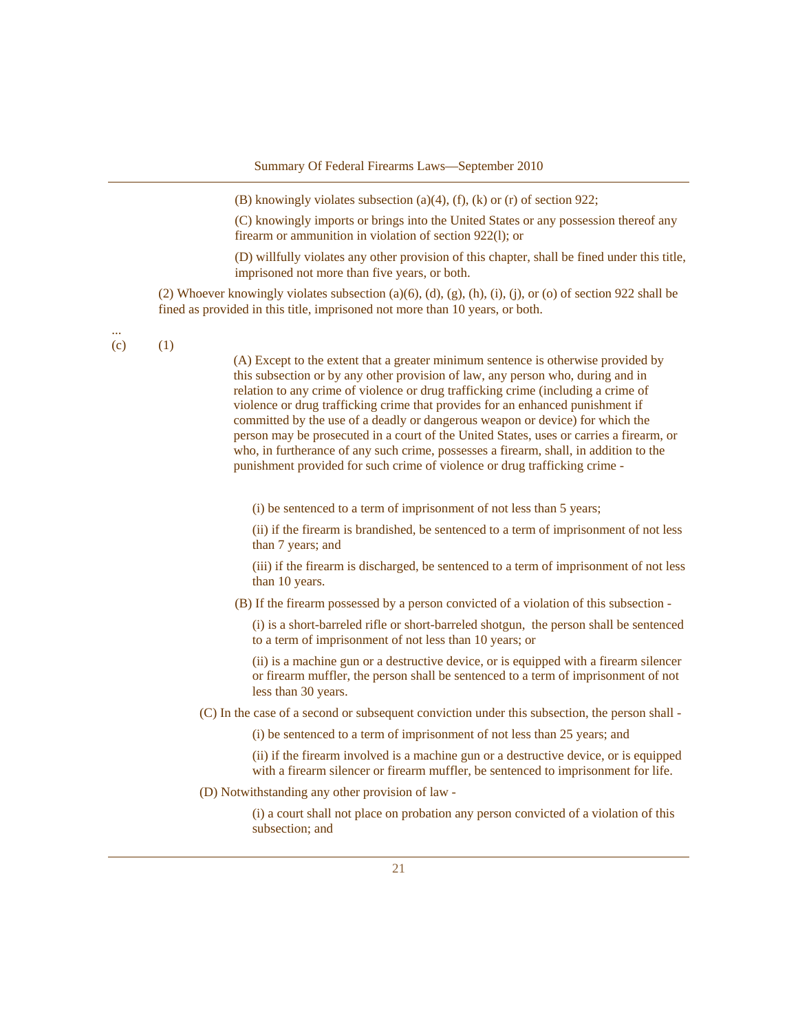(B) knowingly violates subsection (a)(4), (f), (k) or (r) of section 922;

(C) knowingly imports or brings into the United States or any possession thereof any firearm or ammunition in violation of section 922(l); or

(D) willfully violates any other provision of this chapter, shall be fined under this title, imprisoned not more than five years, or both.

(2) Whoever knowingly violates subsection (a)(6), (d), (g), (h), (i), (j), or (o) of section 922 shall be fined as provided in this title, imprisoned not more than 10 years, or both.

...

(c) (1)

(A) Except to the extent that a greater minimum sentence is otherwise provided by this subsection or by any other provision of law, any person who, during and in relation to any crime of violence or drug trafficking crime (including a crime of violence or drug trafficking crime that provides for an enhanced punishment if committed by the use of a deadly or dangerous weapon or device) for which the person may be prosecuted in a court of the United States, uses or carries a firearm, or who, in furtherance of any such crime, possesses a firearm, shall, in addition to the punishment provided for such crime of violence or drug trafficking crime -

(i) be sentenced to a term of imprisonment of not less than 5 years;

(ii) if the firearm is brandished, be sentenced to a term of imprisonment of not less than 7 years; and

(iii) if the firearm is discharged, be sentenced to a term of imprisonment of not less than 10 years.

(B) If the firearm possessed by a person convicted of a violation of this subsection -

(i) is a short-barreled rifle or short-barreled shotgun, the person shall be sentenced to a term of imprisonment of not less than 10 years; or

(ii) is a machine gun or a destructive device, or is equipped with a firearm silencer or firearm muffler, the person shall be sentenced to a term of imprisonment of not less than 30 years.

(C) In the case of a second or subsequent conviction under this subsection, the person shall -

(i) be sentenced to a term of imprisonment of not less than 25 years; and

(ii) if the firearm involved is a machine gun or a destructive device, or is equipped with a firearm silencer or firearm muffler, be sentenced to imprisonment for life.

(D) Notwithstanding any other provision of law -

(i) a court shall not place on probation any person convicted of a violation of this subsection; and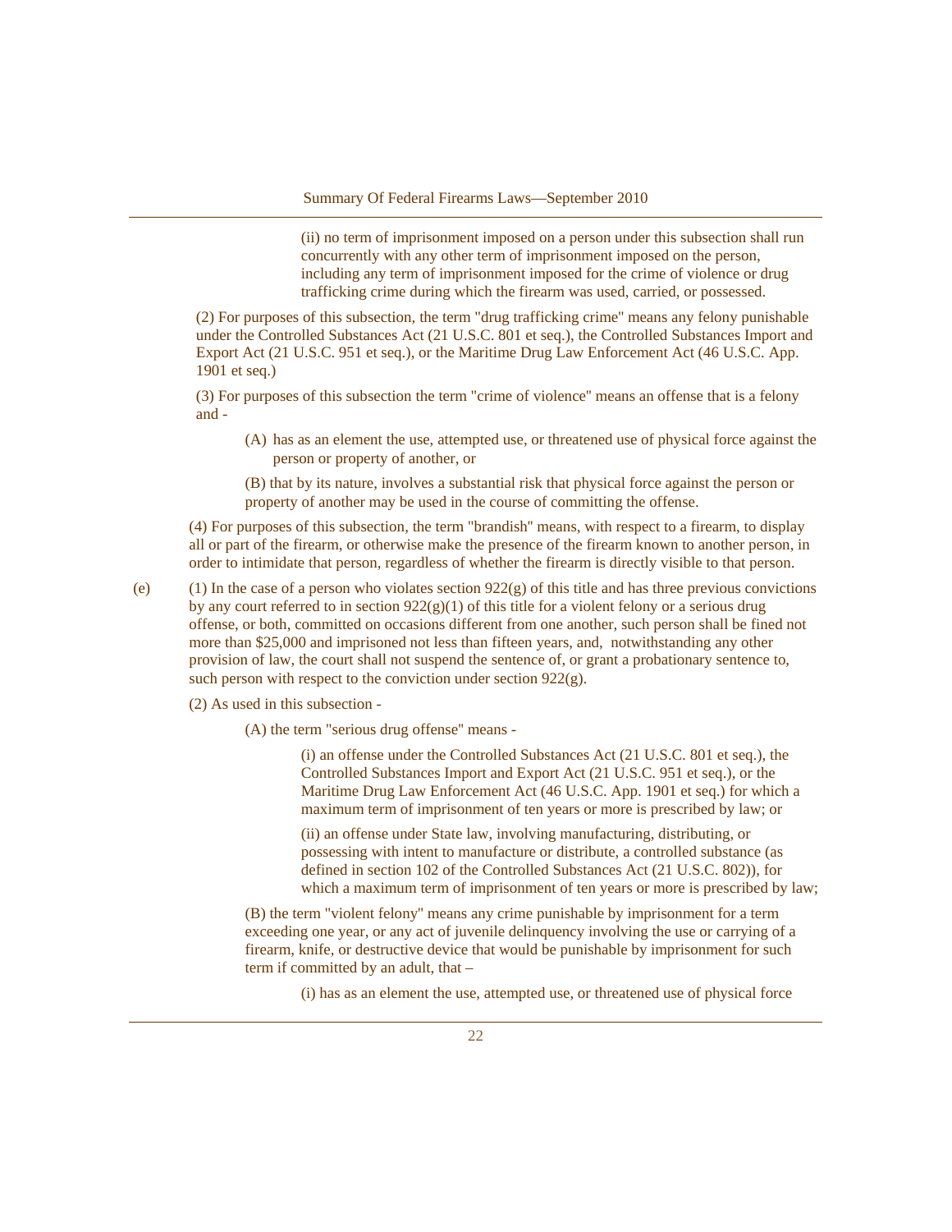(ii) no term of imprisonment imposed on a person under this subsection shall run concurrently with any other term of imprisonment imposed on the person, including any term of imprisonment imposed for the crime of violence or drug trafficking crime during which the firearm was used, carried, or possessed.

(2) For purposes of this subsection, the term "drug trafficking crime" means any felony punishable under the Controlled Substances Act (21 U.S.C. 801 et seq.), the Controlled Substances Import and Export Act (21 U.S.C. 951 et seq.), or the Maritime Drug Law Enforcement Act (46 U.S.C. App. 1901 et seq.)

(3) For purposes of this subsection the term "crime of violence" means an offense that is a felony and -

(A) has as an element the use, attempted use, or threatened use of physical force against the person or property of another, or

(B) that by its nature, involves a substantial risk that physical force against the person or property of another may be used in the course of committing the offense.

(4) For purposes of this subsection, the term "brandish" means, with respect to a firearm, to display all or part of the firearm, or otherwise make the presence of the firearm known to another person, in order to intimidate that person, regardless of whether the firearm is directly visible to that person.

(e) (1) In the case of a person who violates section 922(g) of this title and has three previous convictions by any court referred to in section 922(g)(1) of this title for a violent felony or a serious drug offense, or both, committed on occasions different from one another, such person shall be fined not more than $25,000 and imprisoned not less than fifteen years, and, notwithstanding any other provision of law, the court shall not suspend the sentence of, or grant a probationary sentence to, such person with respect to the conviction under section 922(g).

(2) As used in this subsection -

(A) the term "serious drug offense" means -

(i) an offense under the Controlled Substances Act (21 U.S.C. 801 et seq.), the Controlled Substances Import and Export Act (21 U.S.C. 951 et seq.), or the Maritime Drug Law Enforcement Act (46 U.S.C. App. 1901 et seq.) for which a maximum term of imprisonment of ten years or more is prescribed by law; or

(ii) an offense under State law, involving manufacturing, distributing, or possessing with intent to manufacture or distribute, a controlled substance (as defined in section 102 of the Controlled Substances Act (21 U.S.C. 802)), for which a maximum term of imprisonment of ten years or more is prescribed by law;

(B) the term "violent felony" means any crime punishable by imprisonment for a term exceeding one year, or any act of juvenile delinquency involving the use or carrying of a firearm, knife, or destructive device that would be punishable by imprisonment for such term if committed by an adult, that –

(i) has as an element the use, attempted use, or threatened use of physical force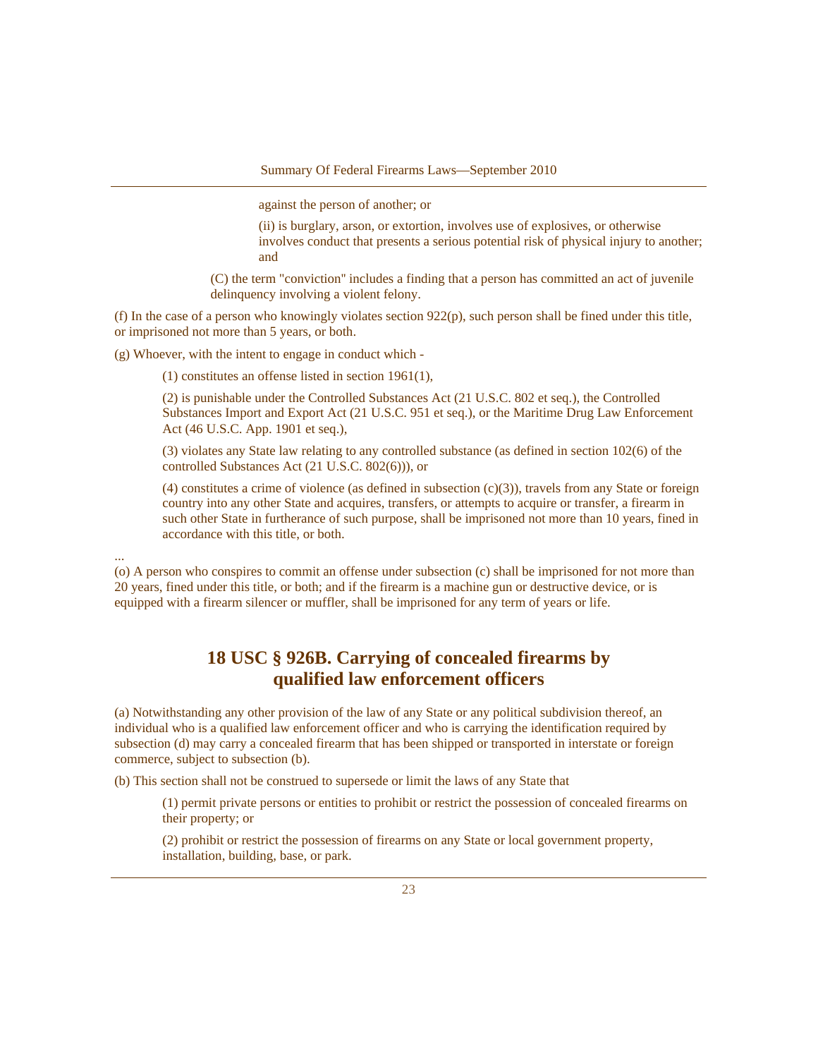against the person of another; or

(ii) is burglary, arson, or extortion, involves use of explosives, or otherwise involves conduct that presents a serious potential risk of physical injury to another; and

(C) the term "conviction" includes a finding that a person has committed an act of juvenile delinquency involving a violent felony.

(f) In the case of a person who knowingly violates section 922(p), such person shall be fined under this title, or imprisoned not more than 5 years, or both.

(g) Whoever, with the intent to engage in conduct which -

(1) constitutes an offense listed in section 1961(1),

(2) is punishable under the Controlled Substances Act (21 U.S.C. 802 et seq.), the Controlled Substances Import and Export Act (21 U.S.C. 951 et seq.), or the Maritime Drug Law Enforcement Act (46 U.S.C. App. 1901 et seq.),

(3) violates any State law relating to any controlled substance (as defined in section 102(6) of the controlled Substances Act (21 U.S.C. 802(6))), or

(4) constitutes a crime of violence (as defined in subsection (c)(3)), travels from any State or foreign country into any other State and acquires, transfers, or attempts to acquire or transfer, a firearm in such other State in furtherance of such purpose, shall be imprisoned not more than 10 years, fined in accordance with this title, or both.

...

(o) A person who conspires to commit an offense under subsection (c) shall be imprisoned for not more than 20 years, fined under this title, or both; and if the firearm is a machine gun or destructive device, or is equipped with a firearm silencer or muffler, shall be imprisoned for any term of years or life.

## 18 USC § 926B. Carrying of concealed firearms by qualified law enforcement officers

(a) Notwithstanding any other provision of the law of any State or any political subdivision thereof, an individual who is a qualified law enforcement officer and who is carrying the identification required by subsection (d) may carry a concealed firearm that has been shipped or transported in interstate or foreign commerce, subject to subsection (b).

(b) This section shall not be construed to supersede or limit the laws of any State that

(1) permit private persons or entities to prohibit or restrict the possession of concealed firearms on their property; or

(2) prohibit or restrict the possession of firearms on any State or local government property, installation, building, base, or park.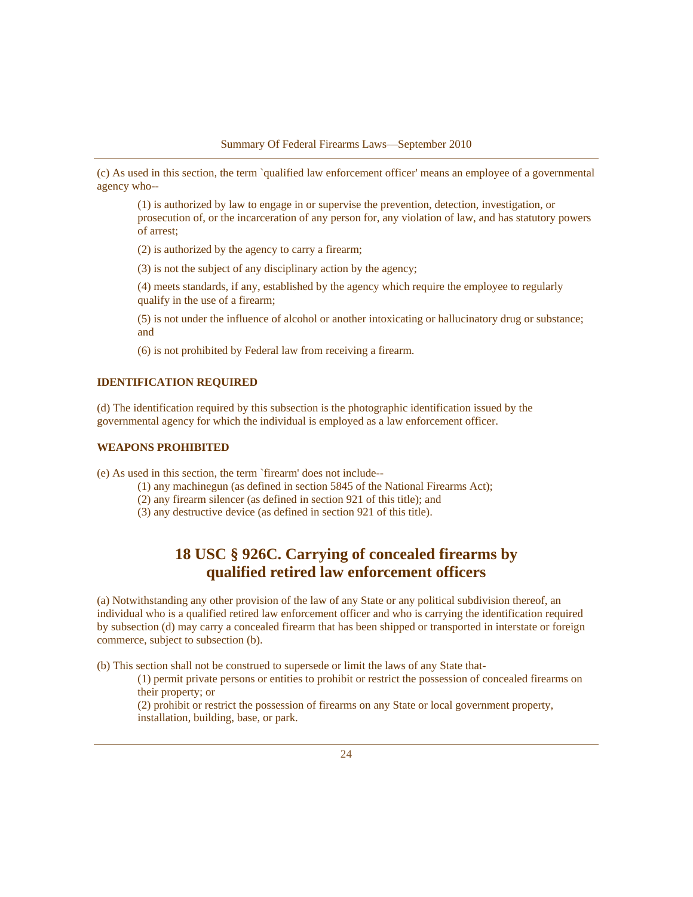(c) As used in this section, the term `qualified law enforcement officer' means an employee of a governmental agency who--

> (1) is authorized by law to engage in or supervise the prevention, detection, investigation, or prosecution of, or the incarceration of any person for, any violation of law, and has statutory powers of arrest;
>
> (2) is authorized by the agency to carry a firearm;
>
> (3) is not the subject of any disciplinary action by the agency;
>
> (4) meets standards, if any, established by the agency which require the employee to regularly qualify in the use of a firearm;
>
> (5) is not under the influence of alcohol or another intoxicating or hallucinatory drug or substance; and
>
> (6) is not prohibited by Federal law from receiving a firearm.

**IDENTIFICATION REQUIRED**

(d) The identification required by this subsection is the photographic identification issued by the governmental agency for which the individual is employed as a law enforcement officer.

**WEAPONS PROHIBITED**

(e) As used in this section, the term `firearm' does not include--

> (1) any machinegun (as defined in section 5845 of the National Firearms Act);
> (2) any firearm silencer (as defined in section 921 of this title); and
> (3) any destructive device (as defined in section 921 of this title).

## 18 USC § 926C. Carrying of concealed firearms by qualified retired law enforcement officers

(a) Notwithstanding any other provision of the law of any State or any political subdivision thereof, an individual who is a qualified retired law enforcement officer and who is carrying the identification required by subsection (d) may carry a concealed firearm that has been shipped or transported in interstate or foreign commerce, subject to subsection (b).

(b) This section shall not be construed to supersede or limit the laws of any State that-

> (1) permit private persons or entities to prohibit or restrict the possession of concealed firearms on their property; or
> (2) prohibit or restrict the possession of firearms on any State or local government property, installation, building, base, or park.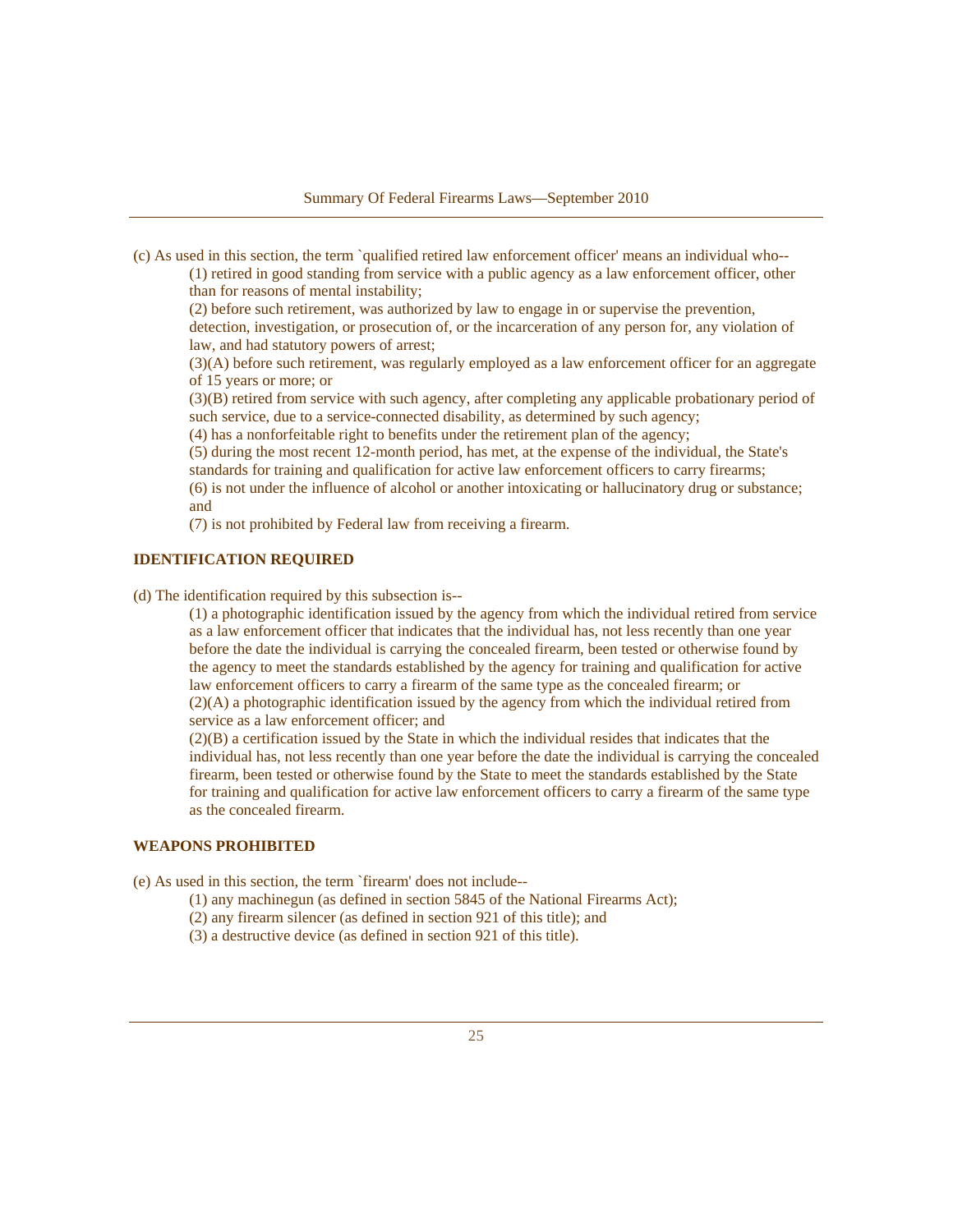(c) As used in this section, the term `qualified retired law enforcement officer' means an individual who--

(1) retired in good standing from service with a public agency as a law enforcement officer, other than for reasons of mental instability;

(2) before such retirement, was authorized by law to engage in or supervise the prevention, detection, investigation, or prosecution of, or the incarceration of any person for, any violation of law, and had statutory powers of arrest;

(3)(A) before such retirement, was regularly employed as a law enforcement officer for an aggregate of 15 years or more; or

(3)(B) retired from service with such agency, after completing any applicable probationary period of such service, due to a service-connected disability, as determined by such agency;

(4) has a nonforfeitable right to benefits under the retirement plan of the agency;

(5) during the most recent 12-month period, has met, at the expense of the individual, the State's standards for training and qualification for active law enforcement officers to carry firearms;

(6) is not under the influence of alcohol or another intoxicating or hallucinatory drug or substance; and

(7) is not prohibited by Federal law from receiving a firearm.

**IDENTIFICATION REQUIRED**

(d) The identification required by this subsection is--

(1) a photographic identification issued by the agency from which the individual retired from service as a law enforcement officer that indicates that the individual has, not less recently than one year before the date the individual is carrying the concealed firearm, been tested or otherwise found by the agency to meet the standards established by the agency for training and qualification for active law enforcement officers to carry a firearm of the same type as the concealed firearm; or

(2)(A) a photographic identification issued by the agency from which the individual retired from service as a law enforcement officer; and

(2)(B) a certification issued by the State in which the individual resides that indicates that the individual has, not less recently than one year before the date the individual is carrying the concealed firearm, been tested or otherwise found by the State to meet the standards established by the State for training and qualification for active law enforcement officers to carry a firearm of the same type as the concealed firearm.

**WEAPONS PROHIBITED**

(e) As used in this section, the term `firearm' does not include--

(1) any machinegun (as defined in section 5845 of the National Firearms Act);

(2) any firearm silencer (as defined in section 921 of this title); and

(3) a destructive device (as defined in section 921 of this title).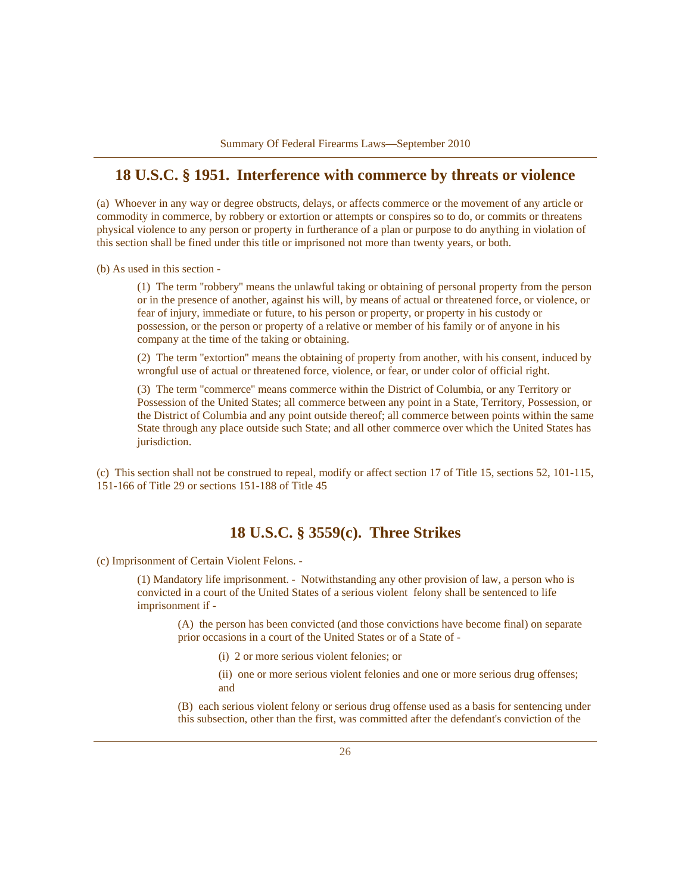## 18 U.S.C. § 1951. Interference with commerce by threats or violence

(a) Whoever in any way or degree obstructs, delays, or affects commerce or the movement of any article or commodity in commerce, by robbery or extortion or attempts or conspires so to do, or commits or threatens physical violence to any person or property in furtherance of a plan or purpose to do anything in violation of this section shall be fined under this title or imprisoned not more than twenty years, or both.

(b) As used in this section -

> (1) The term "robbery" means the unlawful taking or obtaining of personal property from the person or in the presence of another, against his will, by means of actual or threatened force, or violence, or fear of injury, immediate or future, to his person or property, or property in his custody or possession, or the person or property of a relative or member of his family or of anyone in his company at the time of the taking or obtaining.
>
> (2) The term "extortion" means the obtaining of property from another, with his consent, induced by wrongful use of actual or threatened force, violence, or fear, or under color of official right.
>
> (3) The term "commerce" means commerce within the District of Columbia, or any Territory or Possession of the United States; all commerce between any point in a State, Territory, Possession, or the District of Columbia and any point outside thereof; all commerce between points within the same State through any place outside such State; and all other commerce over which the United States has jurisdiction.

(c) This section shall not be construed to repeal, modify or affect section 17 of Title 15, sections 52, 101-115, 151-166 of Title 29 or sections 151-188 of Title 45

## 18 U.S.C. § 3559(c). Three Strikes

(c) Imprisonment of Certain Violent Felons. -

> (1) Mandatory life imprisonment. - Notwithstanding any other provision of law, a person who is convicted in a court of the United States of a serious violent felony shall be sentenced to life imprisonment if -
>
> > (A) the person has been convicted (and those convictions have become final) on separate prior occasions in a court of the United States or of a State of -
> >
> > > (i) 2 or more serious violent felonies; or
> > >
> > > (ii) one or more serious violent felonies and one or more serious drug offenses; and
> >
> > (B) each serious violent felony or serious drug offense used as a basis for sentencing under this subsection, other than the first, was committed after the defendant's conviction of the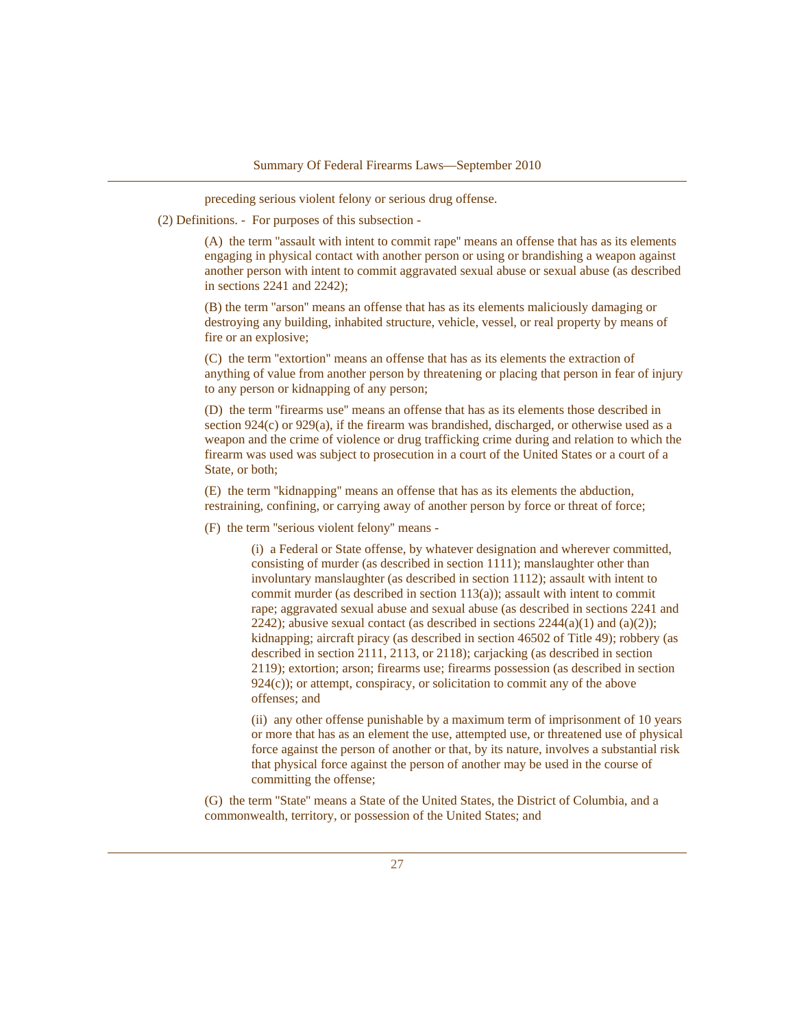preceding serious violent felony or serious drug offense.

(2) Definitions. - For purposes of this subsection -

(A) the term "assault with intent to commit rape" means an offense that has as its elements engaging in physical contact with another person or using or brandishing a weapon against another person with intent to commit aggravated sexual abuse or sexual abuse (as described in sections 2241 and 2242);

(B) the term "arson" means an offense that has as its elements maliciously damaging or destroying any building, inhabited structure, vehicle, vessel, or real property by means of fire or an explosive;

(C) the term "extortion" means an offense that has as its elements the extraction of anything of value from another person by threatening or placing that person in fear of injury to any person or kidnapping of any person;

(D) the term "firearms use" means an offense that has as its elements those described in section 924(c) or 929(a), if the firearm was brandished, discharged, or otherwise used as a weapon and the crime of violence or drug trafficking crime during and relation to which the firearm was used was subject to prosecution in a court of the United States or a court of a State, or both;

(E) the term "kidnapping" means an offense that has as its elements the abduction, restraining, confining, or carrying away of another person by force or threat of force;

(F) the term "serious violent felony" means -

(i) a Federal or State offense, by whatever designation and wherever committed, consisting of murder (as described in section 1111); manslaughter other than involuntary manslaughter (as described in section 1112); assault with intent to commit murder (as described in section 113(a)); assault with intent to commit rape; aggravated sexual abuse and sexual abuse (as described in sections 2241 and 2242); abusive sexual contact (as described in sections 2244(a)(1) and (a)(2)); kidnapping; aircraft piracy (as described in section 46502 of Title 49); robbery (as described in section 2111, 2113, or 2118); carjacking (as described in section 2119); extortion; arson; firearms use; firearms possession (as described in section 924(c)); or attempt, conspiracy, or solicitation to commit any of the above offenses; and

(ii) any other offense punishable by a maximum term of imprisonment of 10 years or more that has as an element the use, attempted use, or threatened use of physical force against the person of another or that, by its nature, involves a substantial risk that physical force against the person of another may be used in the course of committing the offense;

(G) the term "State" means a State of the United States, the District of Columbia, and a commonwealth, territory, or possession of the United States; and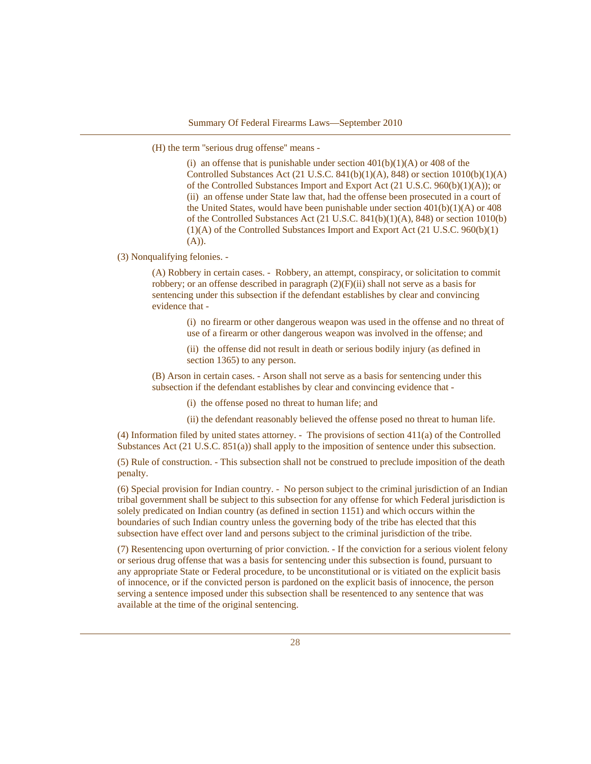(H) the term "serious drug offense" means -

(i) an offense that is punishable under section 401(b)(1)(A) or 408 of the Controlled Substances Act (21 U.S.C. 841(b)(1)(A), 848) or section 1010(b)(1)(A) of the Controlled Substances Import and Export Act (21 U.S.C. 960(b)(1)(A)); or
(ii) an offense under State law that, had the offense been prosecuted in a court of the United States, would have been punishable under section 401(b)(1)(A) or 408 of the Controlled Substances Act (21 U.S.C. 841(b)(1)(A), 848) or section 1010(b)(1)(A) of the Controlled Substances Import and Export Act (21 U.S.C. 960(b)(1)(A)).

(3) Nonqualifying felonies. -

(A) Robbery in certain cases. - Robbery, an attempt, conspiracy, or solicitation to commit robbery; or an offense described in paragraph (2)(F)(ii) shall not serve as a basis for sentencing under this subsection if the defendant establishes by clear and convincing evidence that -

(i) no firearm or other dangerous weapon was used in the offense and no threat of use of a firearm or other dangerous weapon was involved in the offense; and

(ii) the offense did not result in death or serious bodily injury (as defined in section 1365) to any person.

(B) Arson in certain cases. - Arson shall not serve as a basis for sentencing under this subsection if the defendant establishes by clear and convincing evidence that -

(i) the offense posed no threat to human life; and

(ii) the defendant reasonably believed the offense posed no threat to human life.

(4) Information filed by united states attorney. - The provisions of section 411(a) of the Controlled Substances Act (21 U.S.C. 851(a)) shall apply to the imposition of sentence under this subsection.

(5) Rule of construction. - This subsection shall not be construed to preclude imposition of the death penalty.

(6) Special provision for Indian country. - No person subject to the criminal jurisdiction of an Indian tribal government shall be subject to this subsection for any offense for which Federal jurisdiction is solely predicated on Indian country (as defined in section 1151) and which occurs within the boundaries of such Indian country unless the governing body of the tribe has elected that this subsection have effect over land and persons subject to the criminal jurisdiction of the tribe.

(7) Resentencing upon overturning of prior conviction. - If the conviction for a serious violent felony or serious drug offense that was a basis for sentencing under this subsection is found, pursuant to any appropriate State or Federal procedure, to be unconstitutional or is vitiated on the explicit basis of innocence, or if the convicted person is pardoned on the explicit basis of innocence, the person serving a sentence imposed under this subsection shall be resentenced to any sentence that was available at the time of the original sentencing.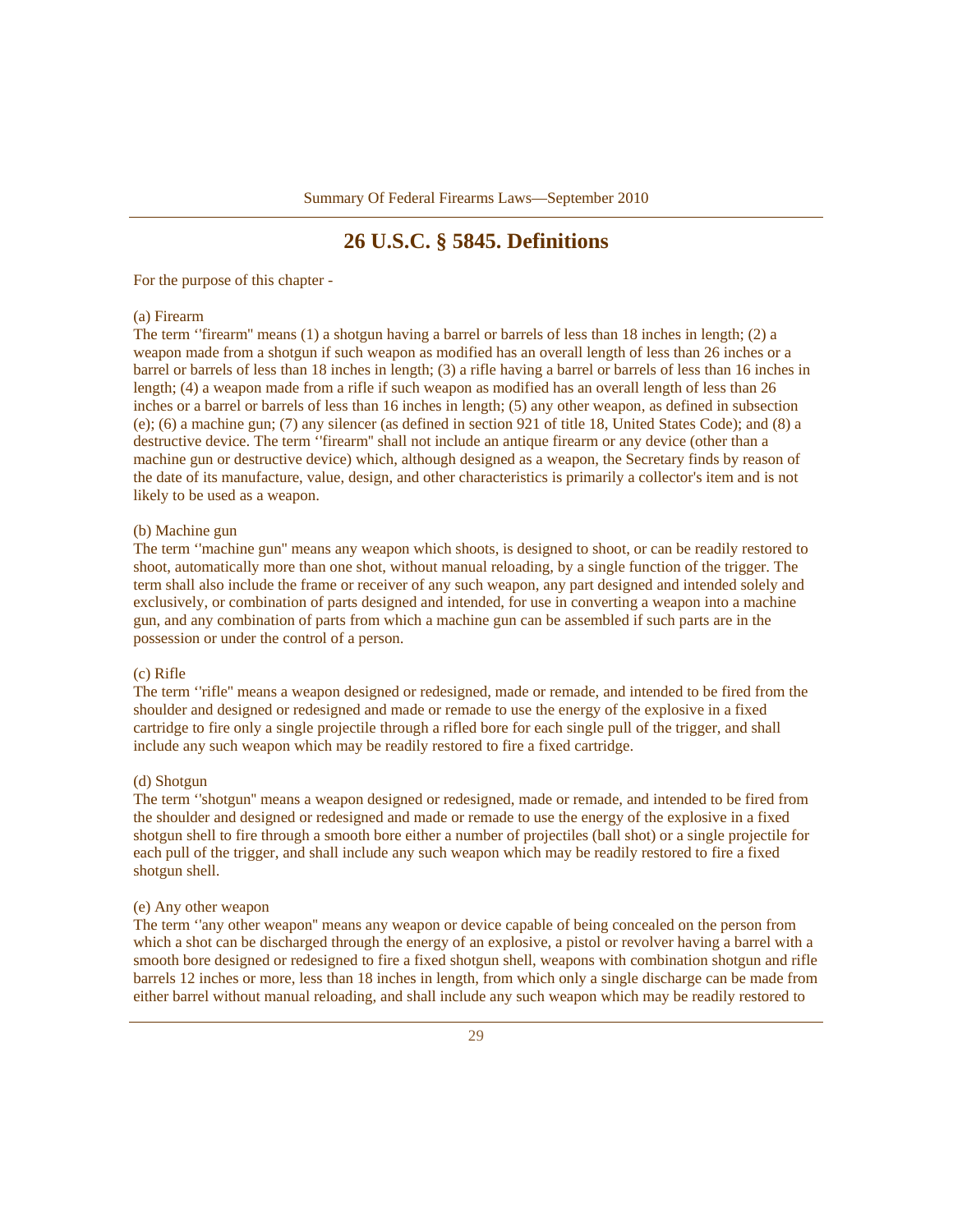# 26 U.S.C. § 5845. Definitions

For the purpose of this chapter -

(a) Firearm

The term ''firearm'' means (1) a shotgun having a barrel or barrels of less than 18 inches in length; (2) a weapon made from a shotgun if such weapon as modified has an overall length of less than 26 inches or a barrel or barrels of less than 18 inches in length; (3) a rifle having a barrel or barrels of less than 16 inches in length; (4) a weapon made from a rifle if such weapon as modified has an overall length of less than 26 inches or a barrel or barrels of less than 16 inches in length; (5) any other weapon, as defined in subsection (e); (6) a machine gun; (7) any silencer (as defined in section 921 of title 18, United States Code); and (8) a destructive device. The term ''firearm'' shall not include an antique firearm or any device (other than a machine gun or destructive device) which, although designed as a weapon, the Secretary finds by reason of the date of its manufacture, value, design, and other characteristics is primarily a collector's item and is not likely to be used as a weapon.

(b) Machine gun

The term ''machine gun'' means any weapon which shoots, is designed to shoot, or can be readily restored to shoot, automatically more than one shot, without manual reloading, by a single function of the trigger. The term shall also include the frame or receiver of any such weapon, any part designed and intended solely and exclusively, or combination of parts designed and intended, for use in converting a weapon into a machine gun, and any combination of parts from which a machine gun can be assembled if such parts are in the possession or under the control of a person.

(c) Rifle

The term ''rifle'' means a weapon designed or redesigned, made or remade, and intended to be fired from the shoulder and designed or redesigned and made or remade to use the energy of the explosive in a fixed cartridge to fire only a single projectile through a rifled bore for each single pull of the trigger, and shall include any such weapon which may be readily restored to fire a fixed cartridge.

(d) Shotgun

The term ''shotgun'' means a weapon designed or redesigned, made or remade, and intended to be fired from the shoulder and designed or redesigned and made or remade to use the energy of the explosive in a fixed shotgun shell to fire through a smooth bore either a number of projectiles (ball shot) or a single projectile for each pull of the trigger, and shall include any such weapon which may be readily restored to fire a fixed shotgun shell.

(e) Any other weapon

The term ''any other weapon'' means any weapon or device capable of being concealed on the person from which a shot can be discharged through the energy of an explosive, a pistol or revolver having a barrel with a smooth bore designed or redesigned to fire a fixed shotgun shell, weapons with combination shotgun and rifle barrels 12 inches or more, less than 18 inches in length, from which only a single discharge can be made from either barrel without manual reloading, and shall include any such weapon which may be readily restored to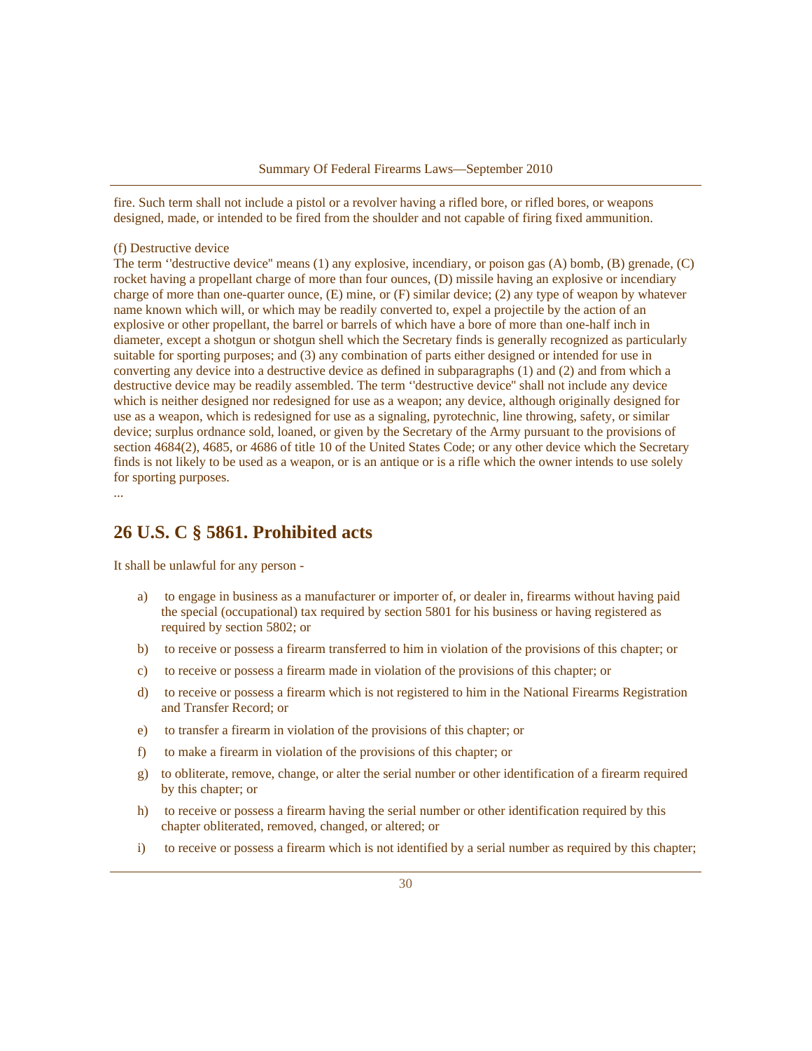fire. Such term shall not include a pistol or a revolver having a rifled bore, or rifled bores, or weapons designed, made, or intended to be fired from the shoulder and not capable of firing fixed ammunition.

(f) Destructive device

The term ''destructive device" means (1) any explosive, incendiary, or poison gas (A) bomb, (B) grenade, (C) rocket having a propellant charge of more than four ounces, (D) missile having an explosive or incendiary charge of more than one-quarter ounce, (E) mine, or (F) similar device; (2) any type of weapon by whatever name known which will, or which may be readily converted to, expel a projectile by the action of an explosive or other propellant, the barrel or barrels of which have a bore of more than one-half inch in diameter, except a shotgun or shotgun shell which the Secretary finds is generally recognized as particularly suitable for sporting purposes; and (3) any combination of parts either designed or intended for use in converting any device into a destructive device as defined in subparagraphs (1) and (2) and from which a destructive device may be readily assembled. The term ''destructive device" shall not include any device which is neither designed nor redesigned for use as a weapon; any device, although originally designed for use as a weapon, which is redesigned for use as a signaling, pyrotechnic, line throwing, safety, or similar device; surplus ordnance sold, loaned, or given by the Secretary of the Army pursuant to the provisions of section 4684(2), 4685, or 4686 of title 10 of the United States Code; or any other device which the Secretary finds is not likely to be used as a weapon, or is an antique or is a rifle which the owner intends to use solely for sporting purposes.

...

## 26 U.S. C § 5861. Prohibited acts

It shall be unlawful for any person -

a) to engage in business as a manufacturer or importer of, or dealer in, firearms without having paid the special (occupational) tax required by section 5801 for his business or having registered as required by section 5802; or

b) to receive or possess a firearm transferred to him in violation of the provisions of this chapter; or

c) to receive or possess a firearm made in violation of the provisions of this chapter; or

d) to receive or possess a firearm which is not registered to him in the National Firearms Registration and Transfer Record; or

e) to transfer a firearm in violation of the provisions of this chapter; or

f) to make a firearm in violation of the provisions of this chapter; or

g) to obliterate, remove, change, or alter the serial number or other identification of a firearm required by this chapter; or

h) to receive or possess a firearm having the serial number or other identification required by this chapter obliterated, removed, changed, or altered; or

i) to receive or possess a firearm which is not identified by a serial number as required by this chapter;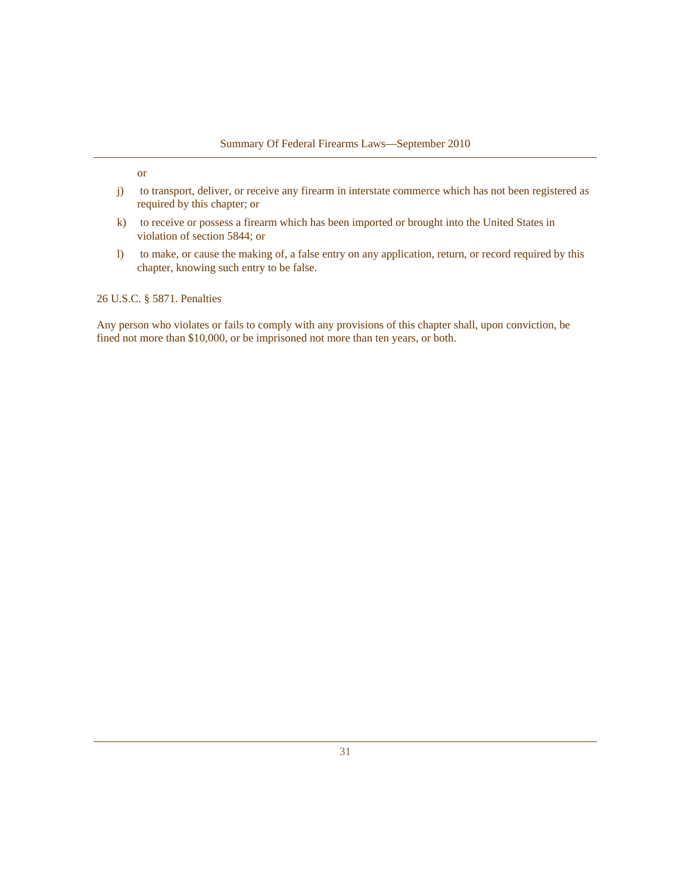or

j) to transport, deliver, or receive any firearm in interstate commerce which has not been registered as required by this chapter; or

k) to receive or possess a firearm which has been imported or brought into the United States in violation of section 5844; or

l) to make, or cause the making of, a false entry on any application, return, or record required by this chapter, knowing such entry to be false.

26 U.S.C. § 5871. Penalties

Any person who violates or fails to comply with any provisions of this chapter shall, upon conviction, be fined not more than $10,000, or be imprisoned not more than ten years, or both.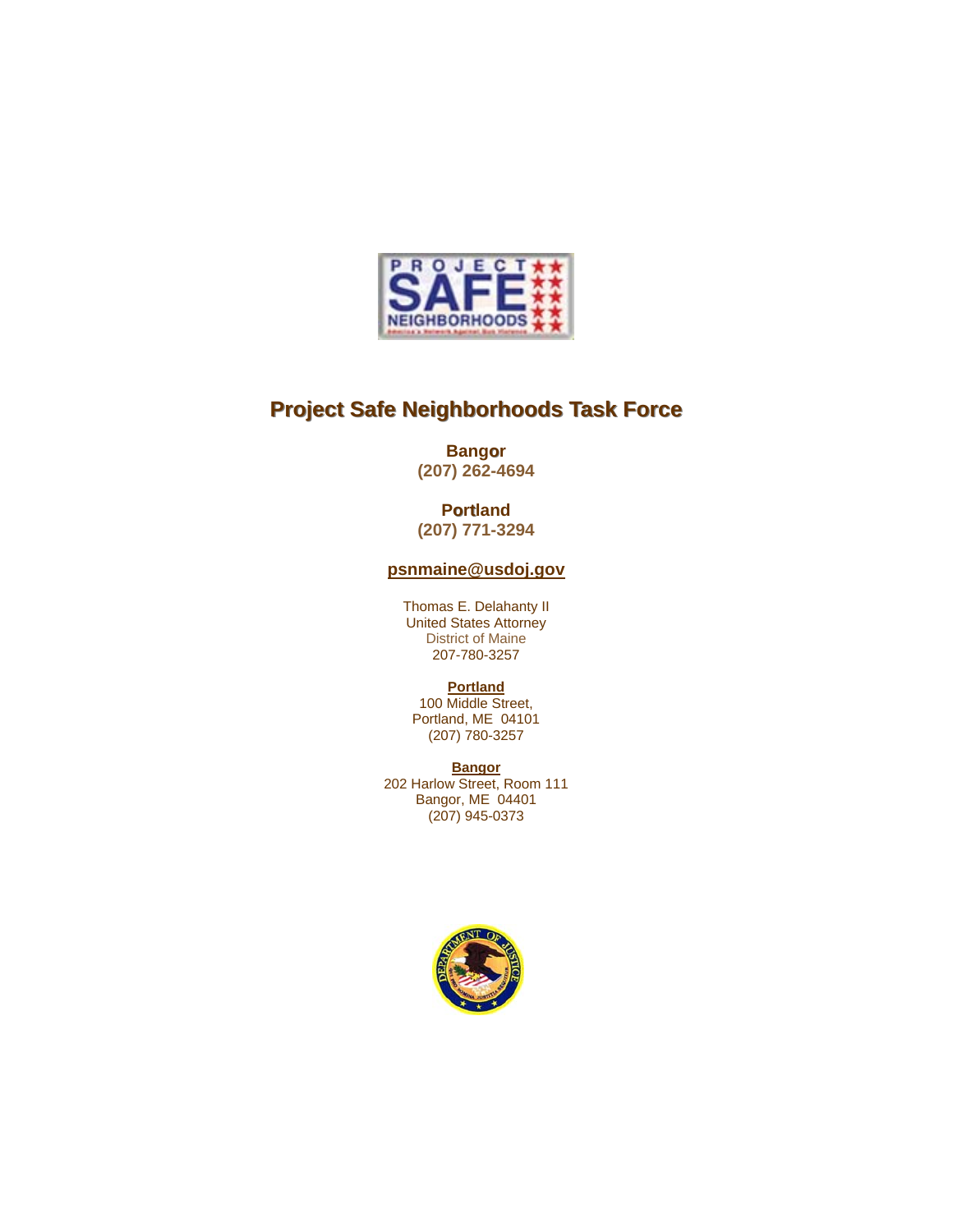# Project Safe Neighborhoods Task Force

**Bangor**
**(207) 262-4694**

**Portland**
**(207) 771-3294**

**psnmaine@usdoj.gov**

Thomas E. Delahanty II
United States Attorney
District of Maine
207-780-3257

**Portland**
100 Middle Street,
Portland, ME 04101
(207) 780-3257

**Bangor**
202 Harlow Street, Room 111
Bangor, ME 04401
(207) 945-0373